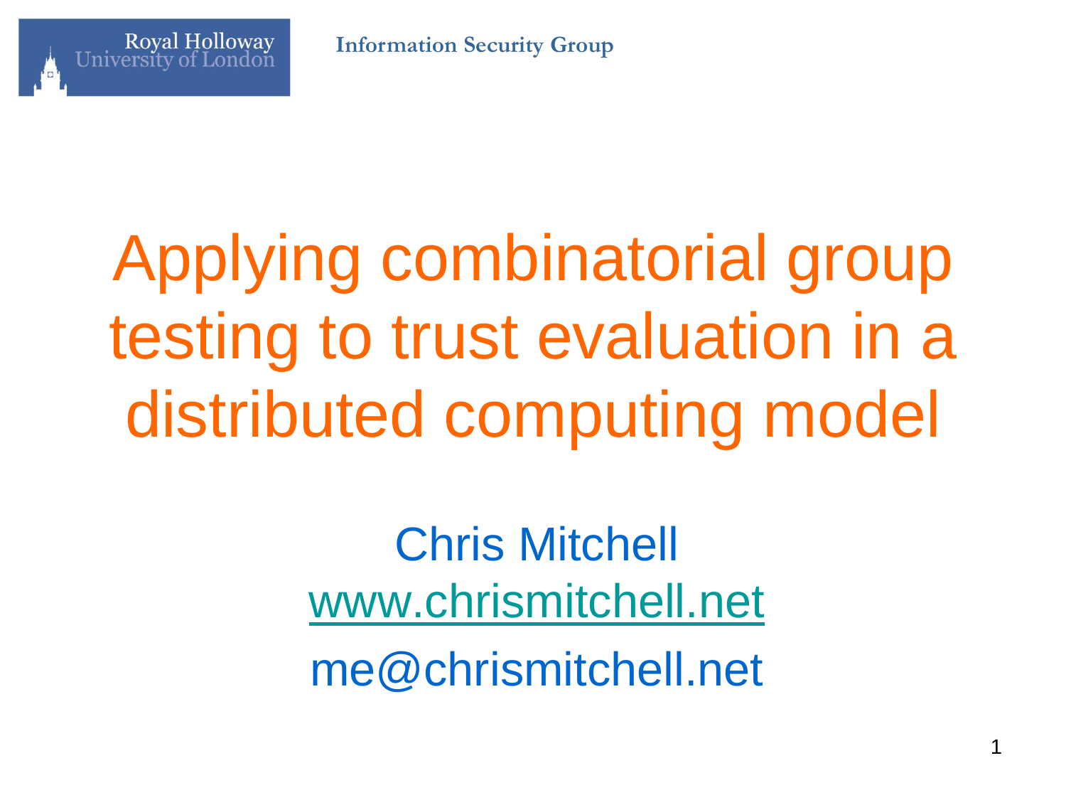Royal Holloway University of London

Information Security Group

# Applying combinatorial group testing to trust evaluation in a distributed computing model

Chris Mitchell

www.chrismitchell.net

me@chrismitchell.net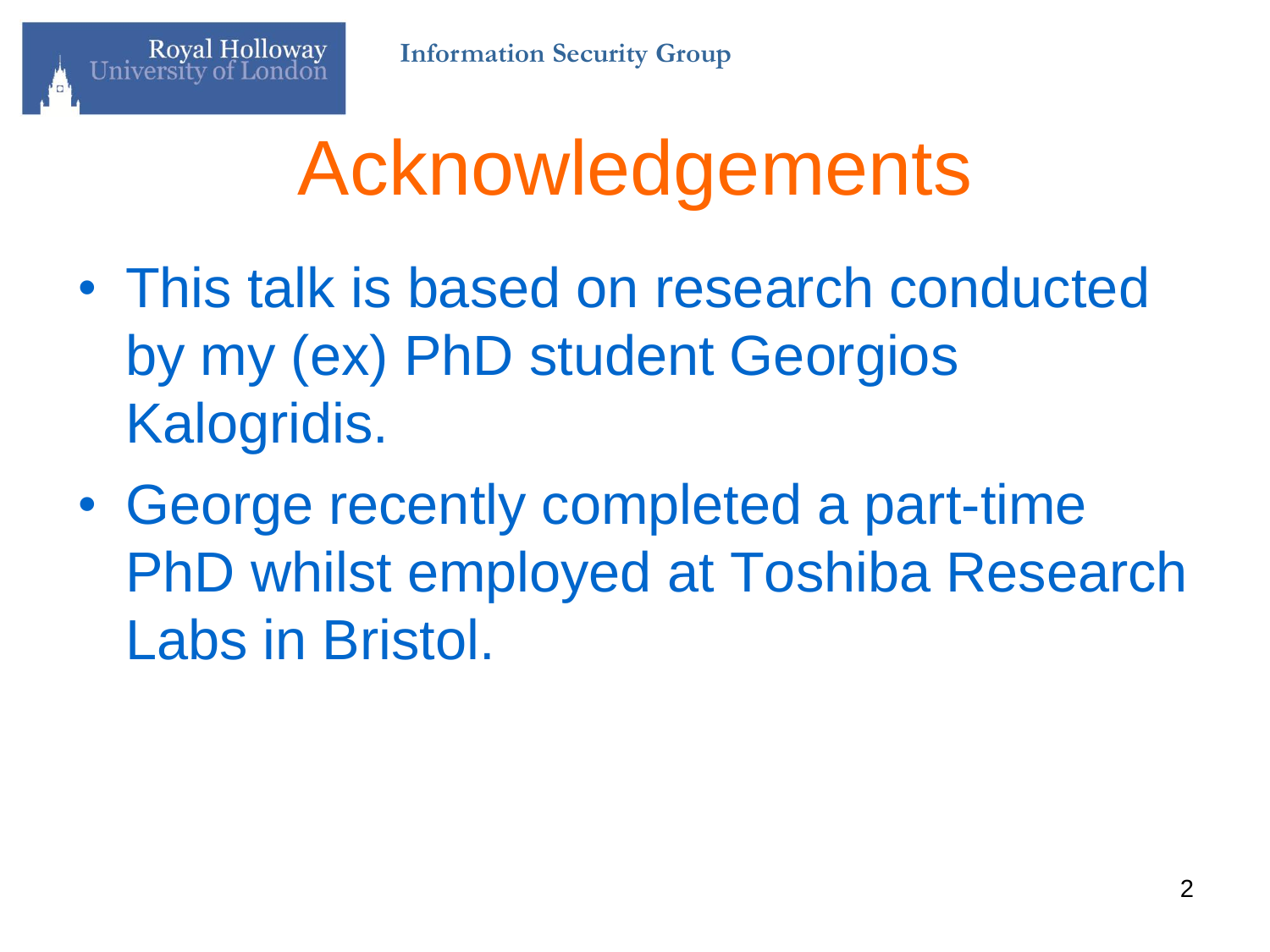# Acknowledgements

- This talk is based on research conducted by my (ex) PhD student Georgios Kalogridis.
- George recently completed a part-time PhD whilst employed at Toshiba Research Labs in Bristol.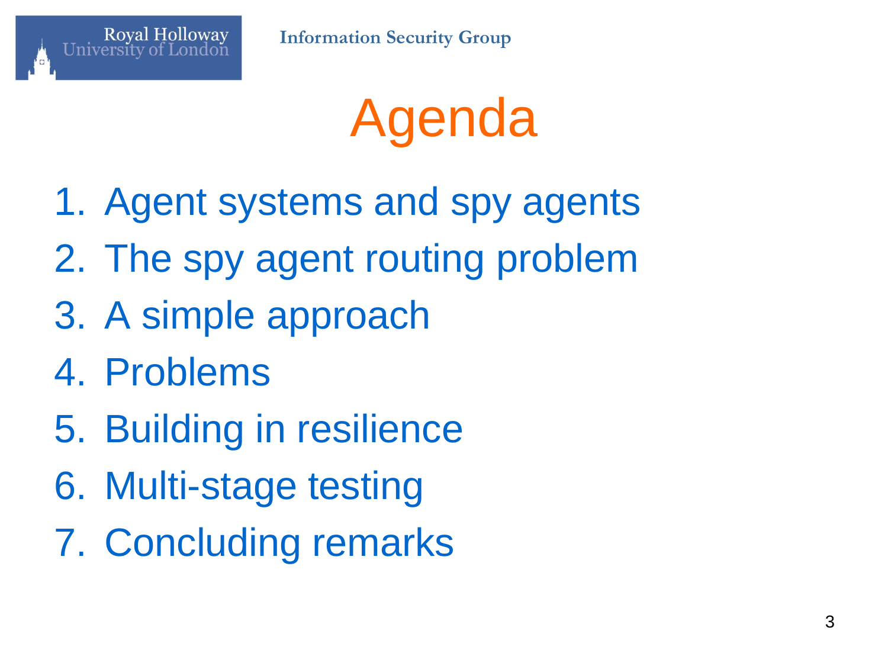# Agenda

1. Agent systems and spy agents
2. The spy agent routing problem
3. A simple approach
4. Problems
5. Building in resilience
6. Multi-stage testing
7. Concluding remarks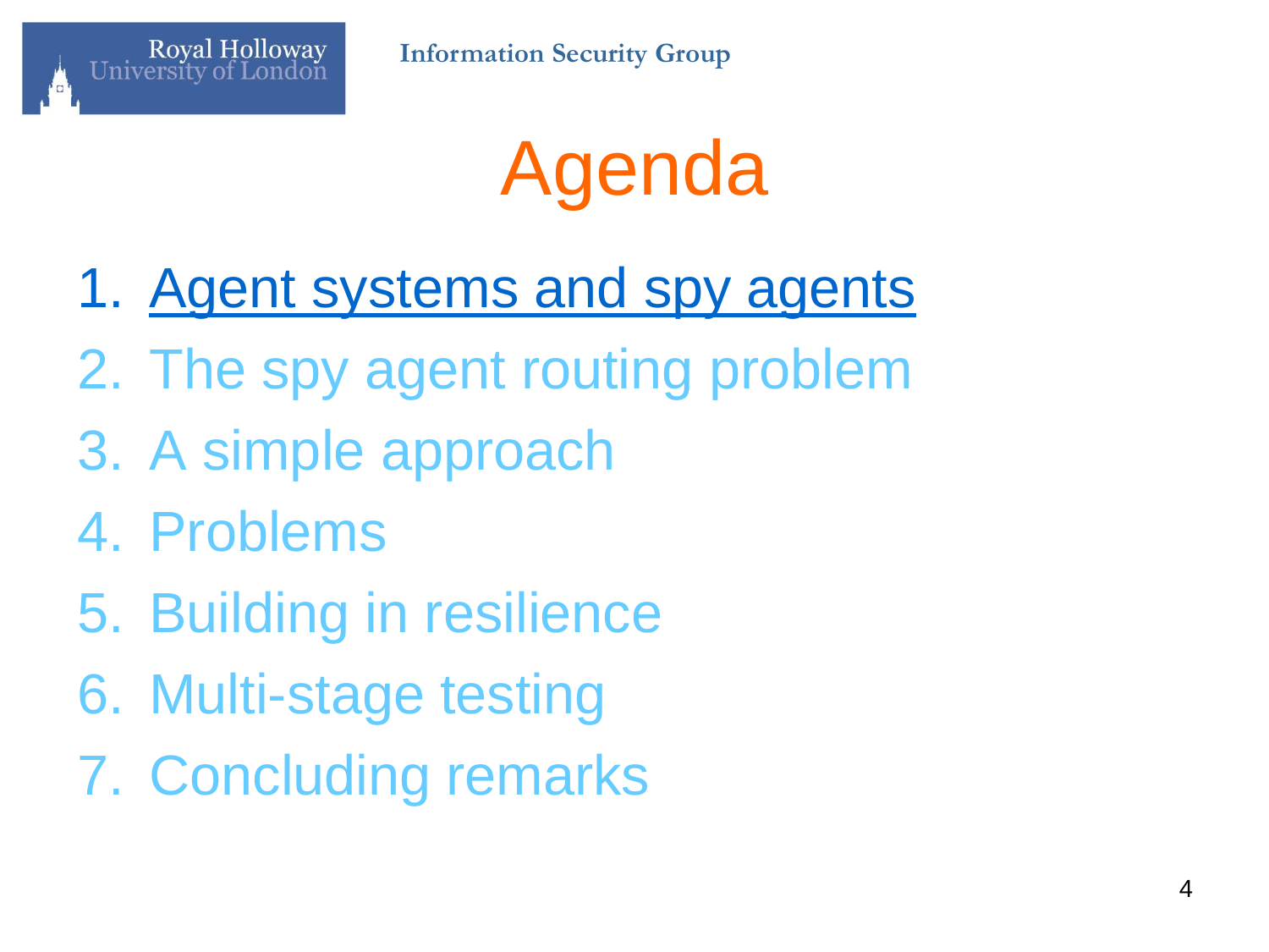# Agenda

1. Agent systems and spy agents
2. The spy agent routing problem
3. A simple approach
4. Problems
5. Building in resilience
6. Multi-stage testing
7. Concluding remarks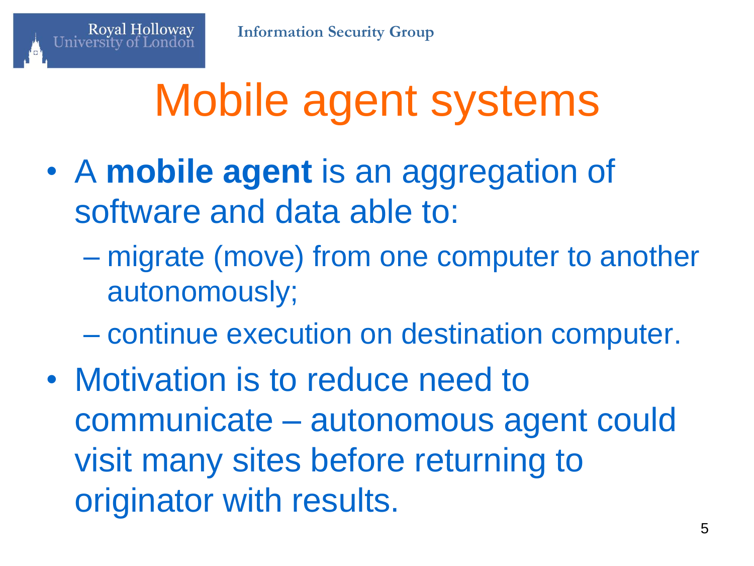# Mobile agent systems

- A **mobile agent** is an aggregation of software and data able to:
  - migrate (move) from one computer to another autonomously;
  - continue execution on destination computer.
- Motivation is to reduce need to communicate – autonomous agent could visit many sites before returning to originator with results.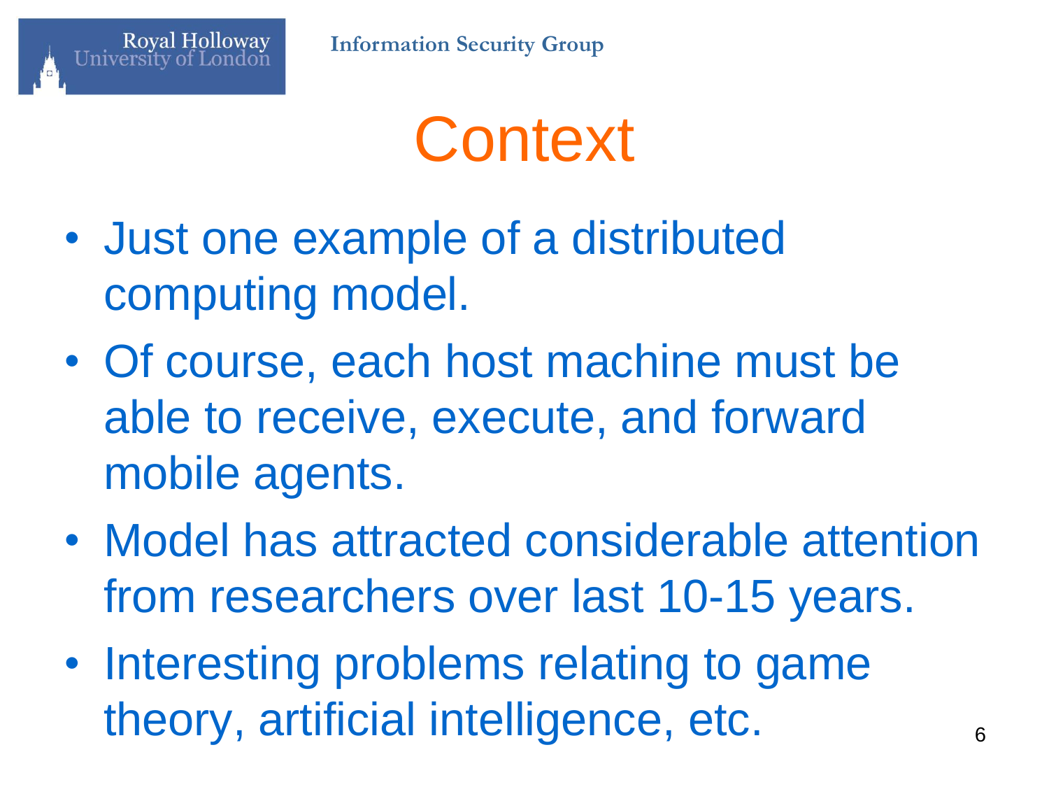# Context

- Just one example of a distributed computing model.
- Of course, each host machine must be able to receive, execute, and forward mobile agents.
- Model has attracted considerable attention from researchers over last 10-15 years.
- Interesting problems relating to game theory, artificial intelligence, etc.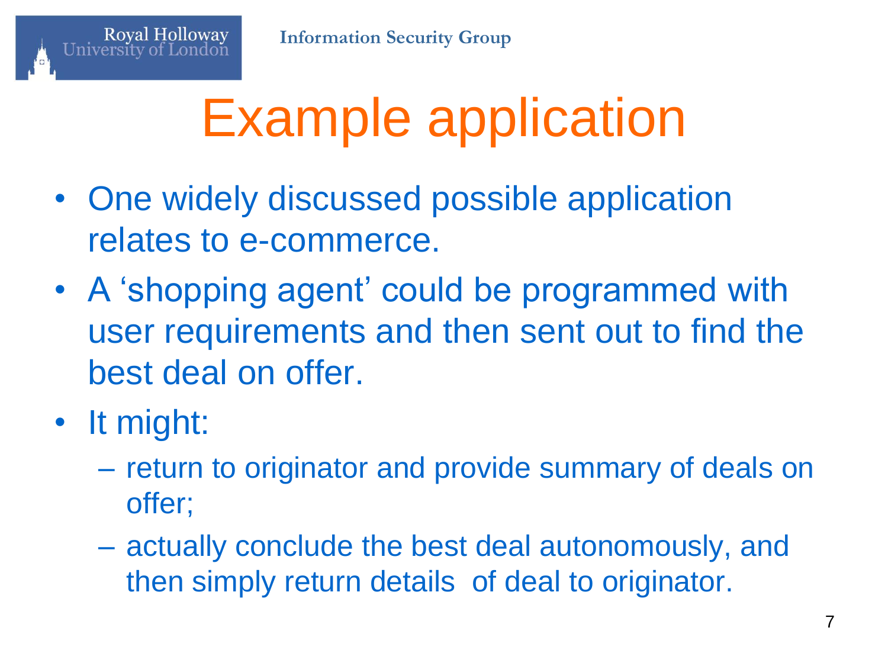# Example application

- One widely discussed possible application relates to e-commerce.
- A 'shopping agent' could be programmed with user requirements and then sent out to find the best deal on offer.
- It might:
  - return to originator and provide summary of deals on offer;
  - actually conclude the best deal autonomously, and then simply return details of deal to originator.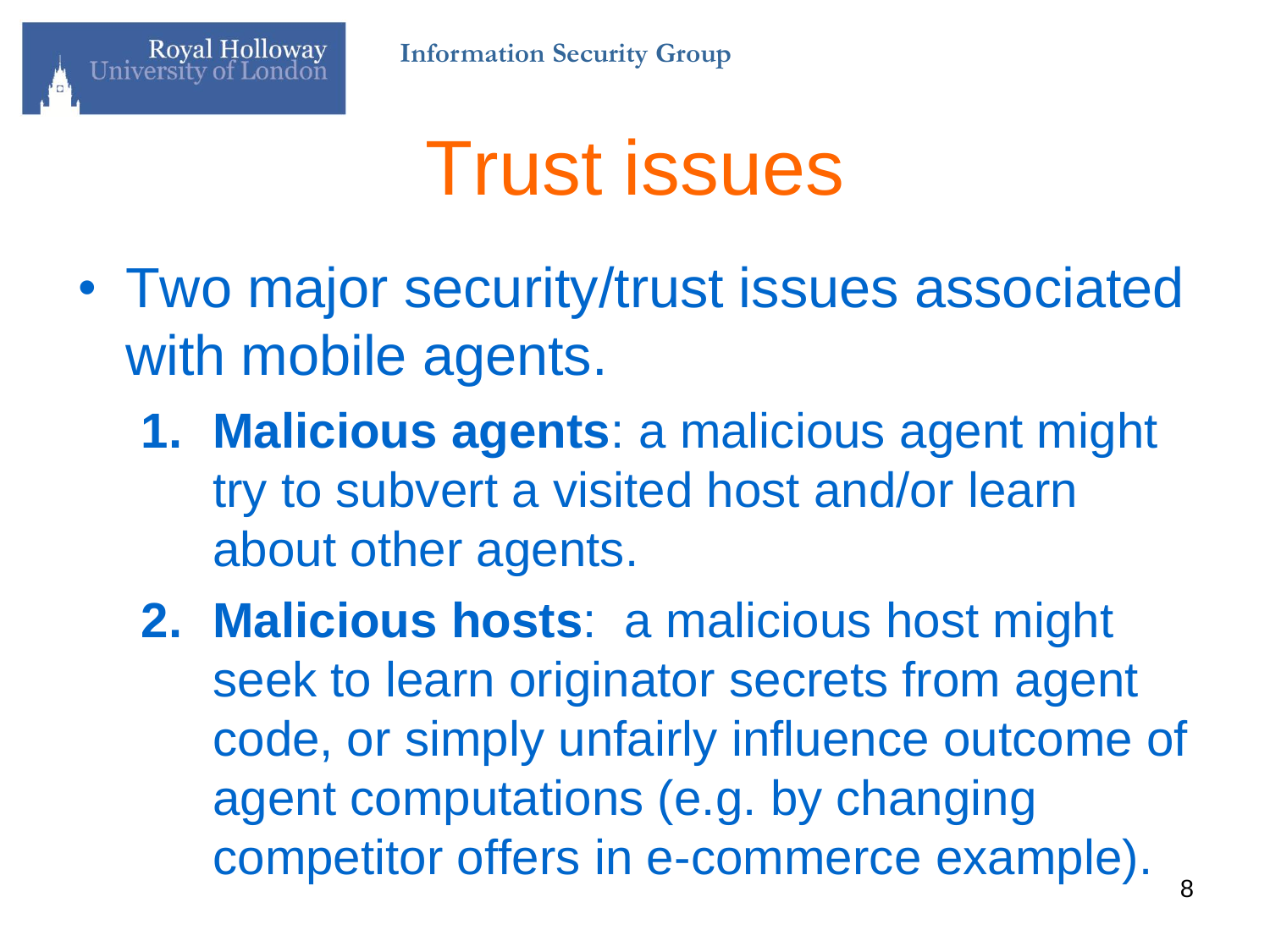# Trust issues

- Two major security/trust issues associated with mobile agents.
  1. **Malicious agents**: a malicious agent might try to subvert a visited host and/or learn about other agents.
  2. **Malicious hosts**: a malicious host might seek to learn originator secrets from agent code, or simply unfairly influence outcome of agent computations (e.g. by changing competitor offers in e-commerce example).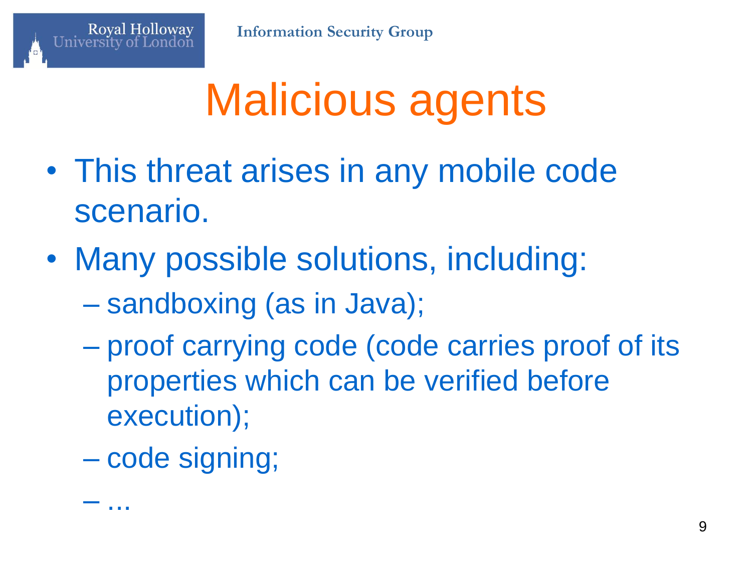# Malicious agents

- This threat arises in any mobile code scenario.
- Many possible solutions, including:
  - sandboxing (as in Java);
  - proof carrying code (code carries proof of its properties which can be verified before execution);
  - code signing;
  - ...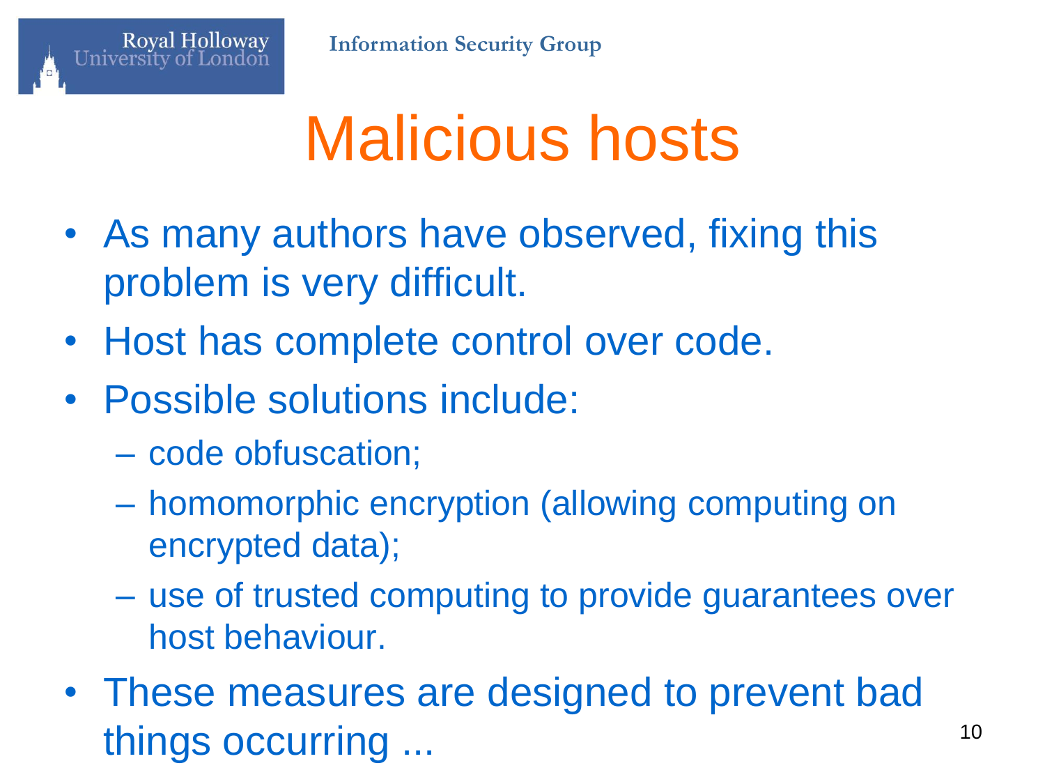# Malicious hosts

- As many authors have observed, fixing this problem is very difficult.
- Host has complete control over code.
- Possible solutions include:
  - code obfuscation;
  - homomorphic encryption (allowing computing on encrypted data);
  - use of trusted computing to provide guarantees over host behaviour.
- These measures are designed to prevent bad things occurring ...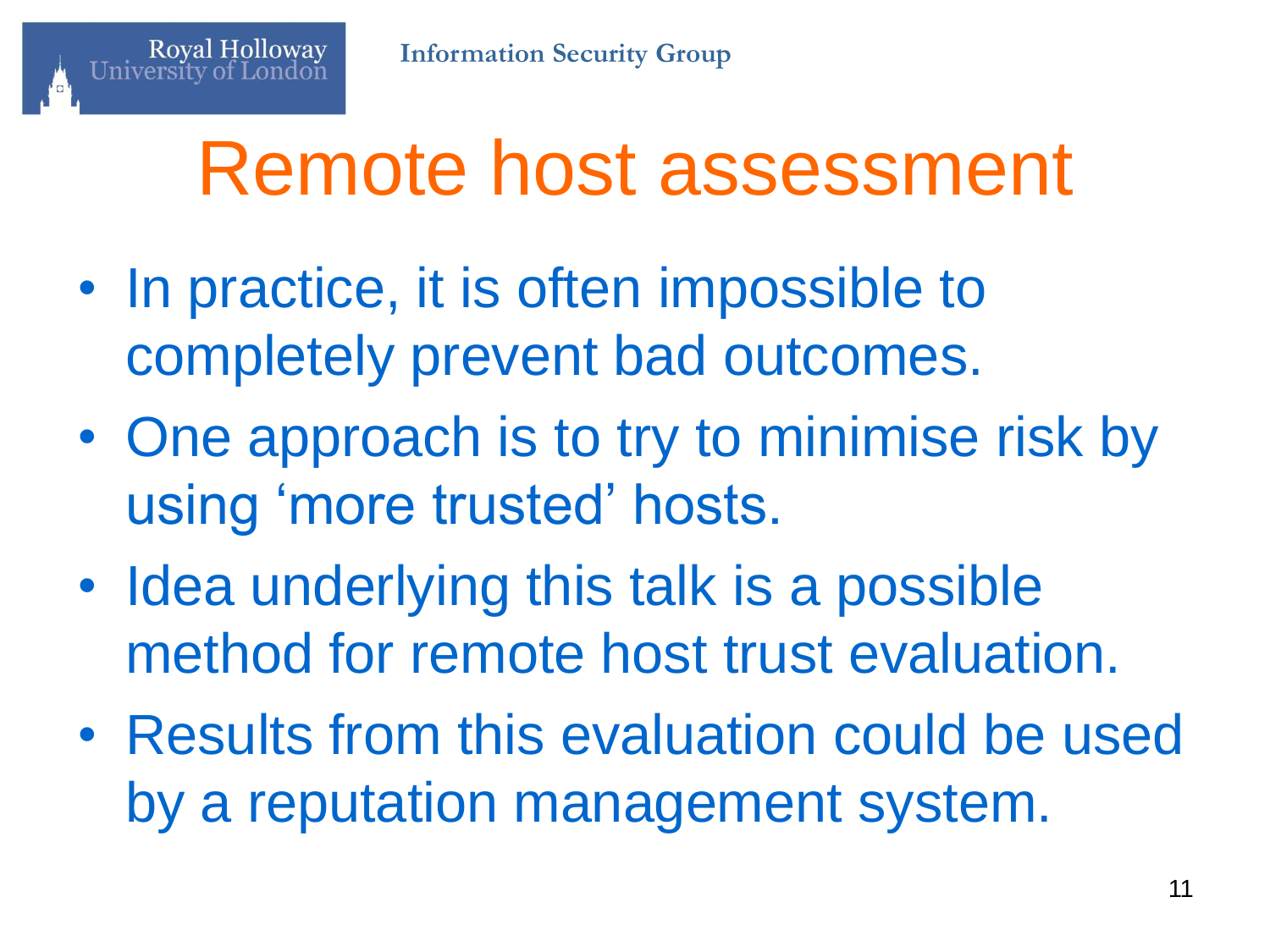# Remote host assessment

- In practice, it is often impossible to completely prevent bad outcomes.
- One approach is to try to minimise risk by using ‘more trusted’ hosts.
- Idea underlying this talk is a possible method for remote host trust evaluation.
- Results from this evaluation could be used by a reputation management system.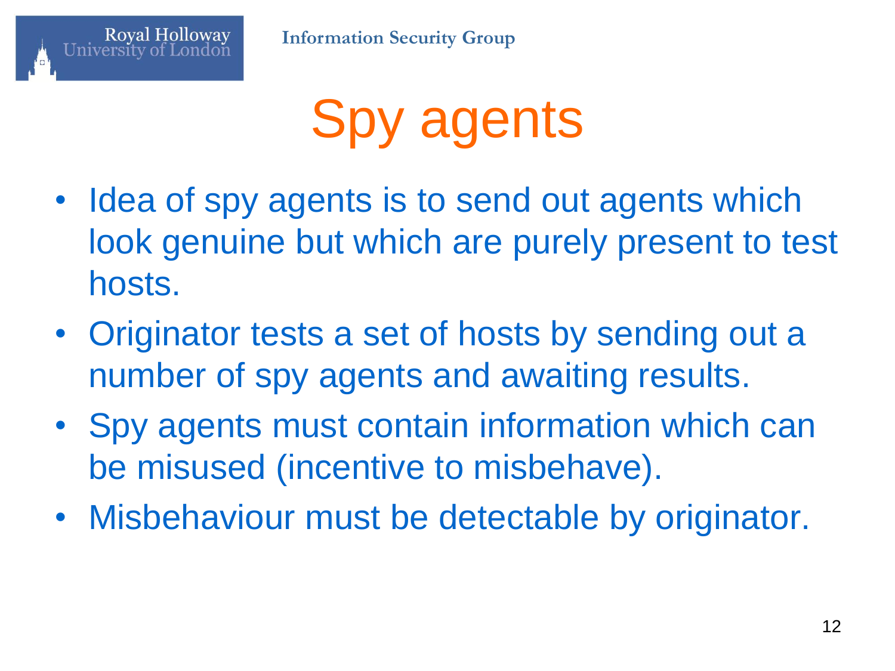# Spy agents

- Idea of spy agents is to send out agents which look genuine but which are purely present to test hosts.
- Originator tests a set of hosts by sending out a number of spy agents and awaiting results.
- Spy agents must contain information which can be misused (incentive to misbehave).
- Misbehaviour must be detectable by originator.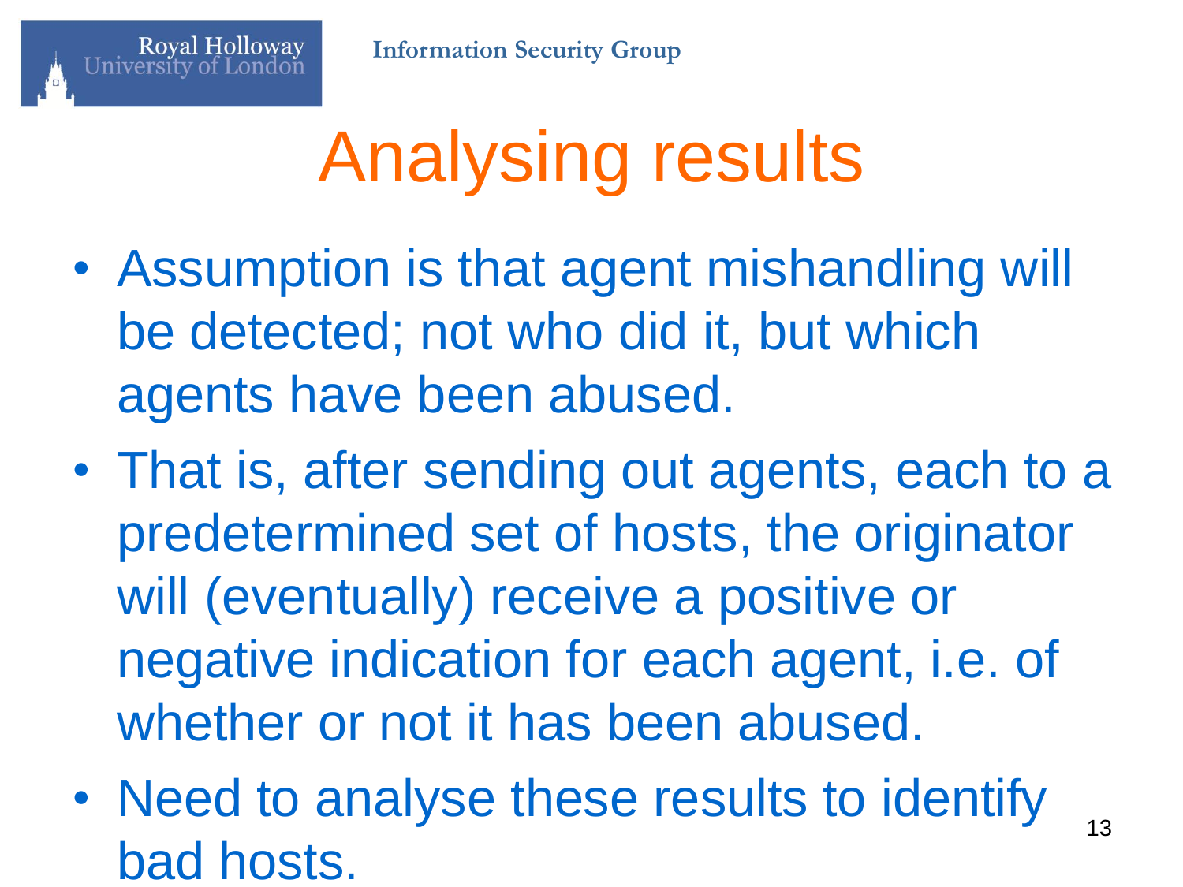# Analysing results

- Assumption is that agent mishandling will be detected; not who did it, but which agents have been abused.
- That is, after sending out agents, each to a predetermined set of hosts, the originator will (eventually) receive a positive or negative indication for each agent, i.e. of whether or not it has been abused.
- Need to analyse these results to identify bad hosts.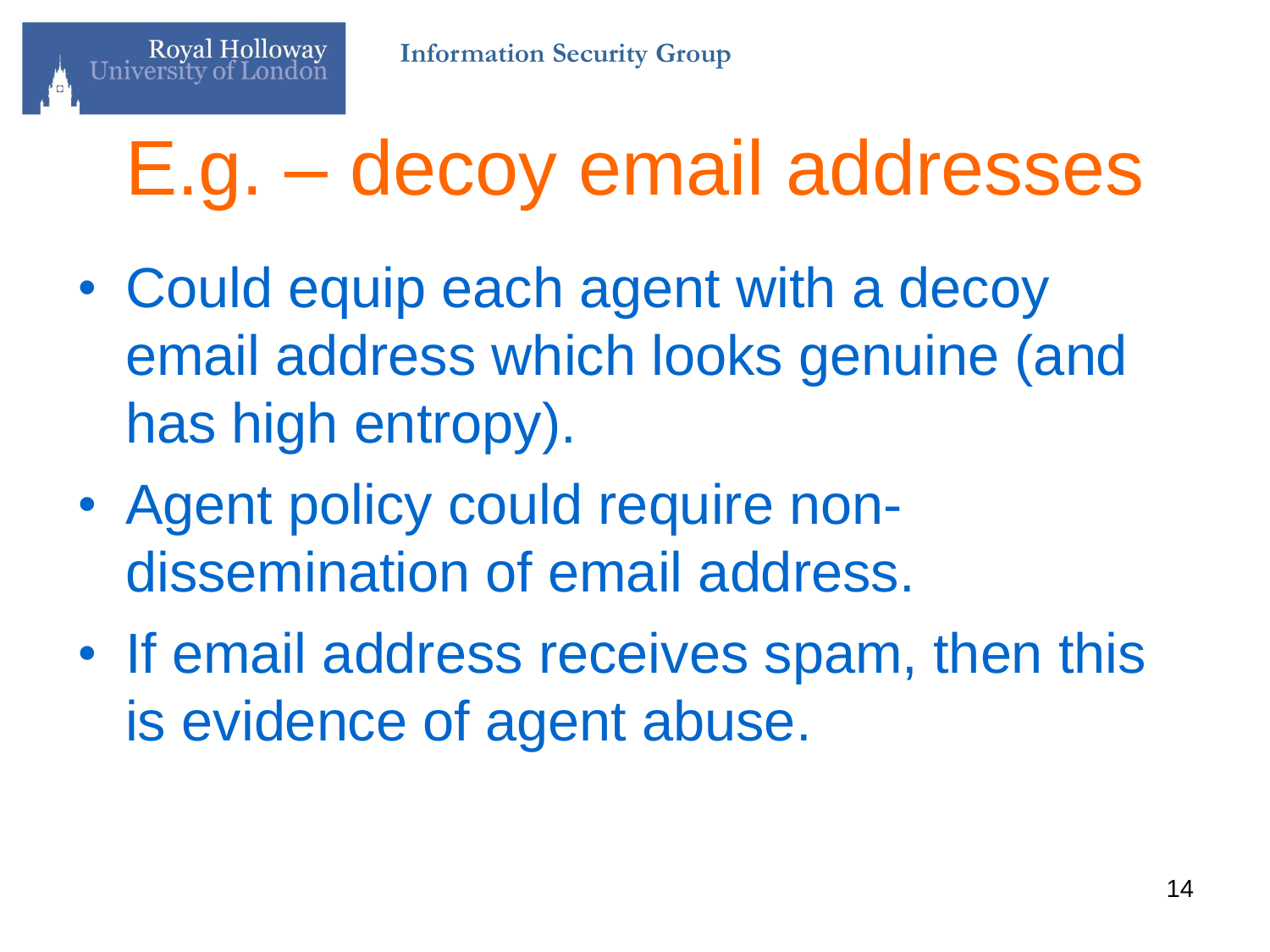# E.g. – decoy email addresses

- Could equip each agent with a decoy email address which looks genuine (and has high entropy).
- Agent policy could require non-dissemination of email address.
- If email address receives spam, then this is evidence of agent abuse.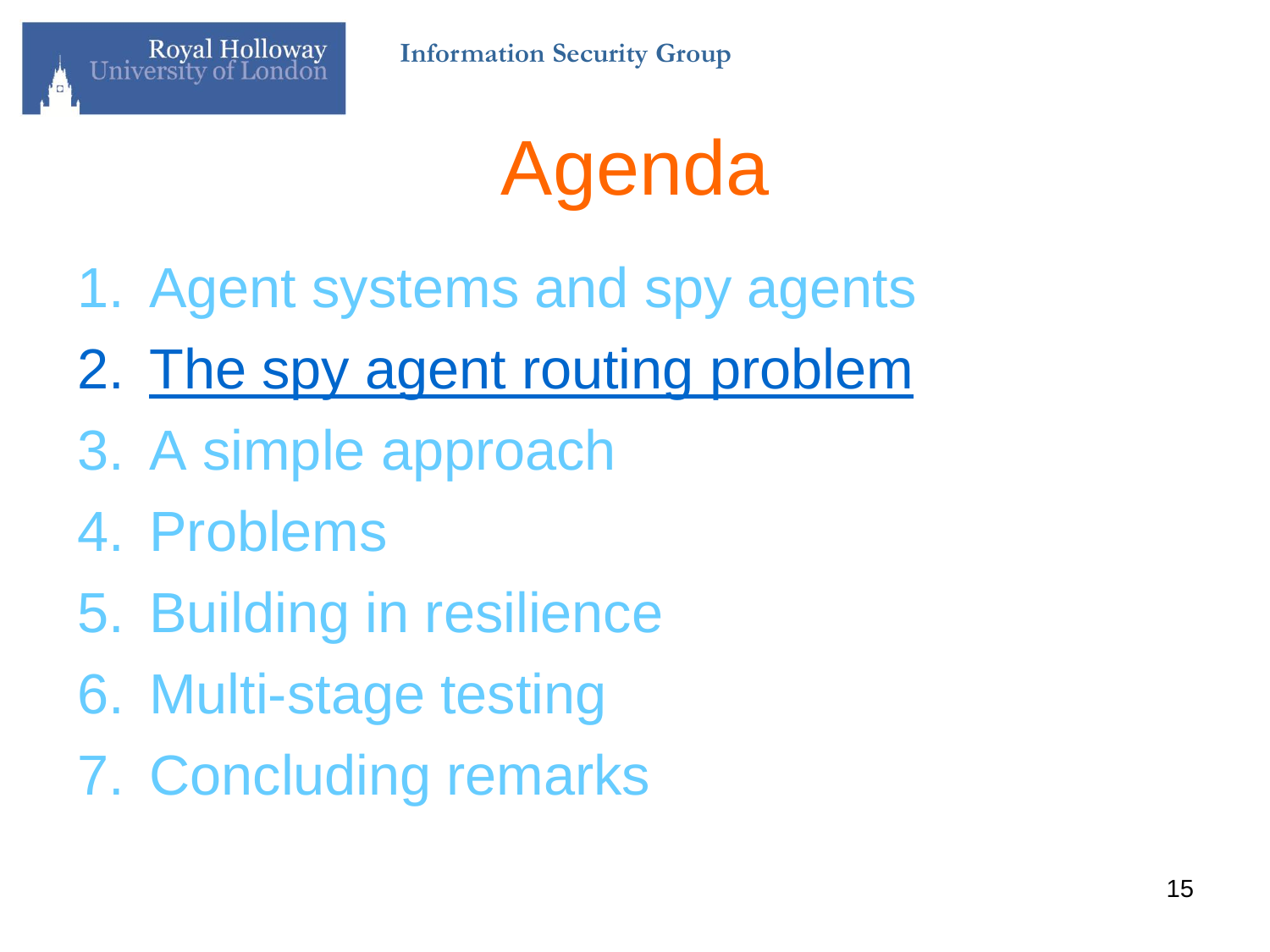# Agenda

1. Agent systems and spy agents
2. **The spy agent routing problem**
3. A simple approach
4. Problems
5. Building in resilience
6. Multi-stage testing
7. Concluding remarks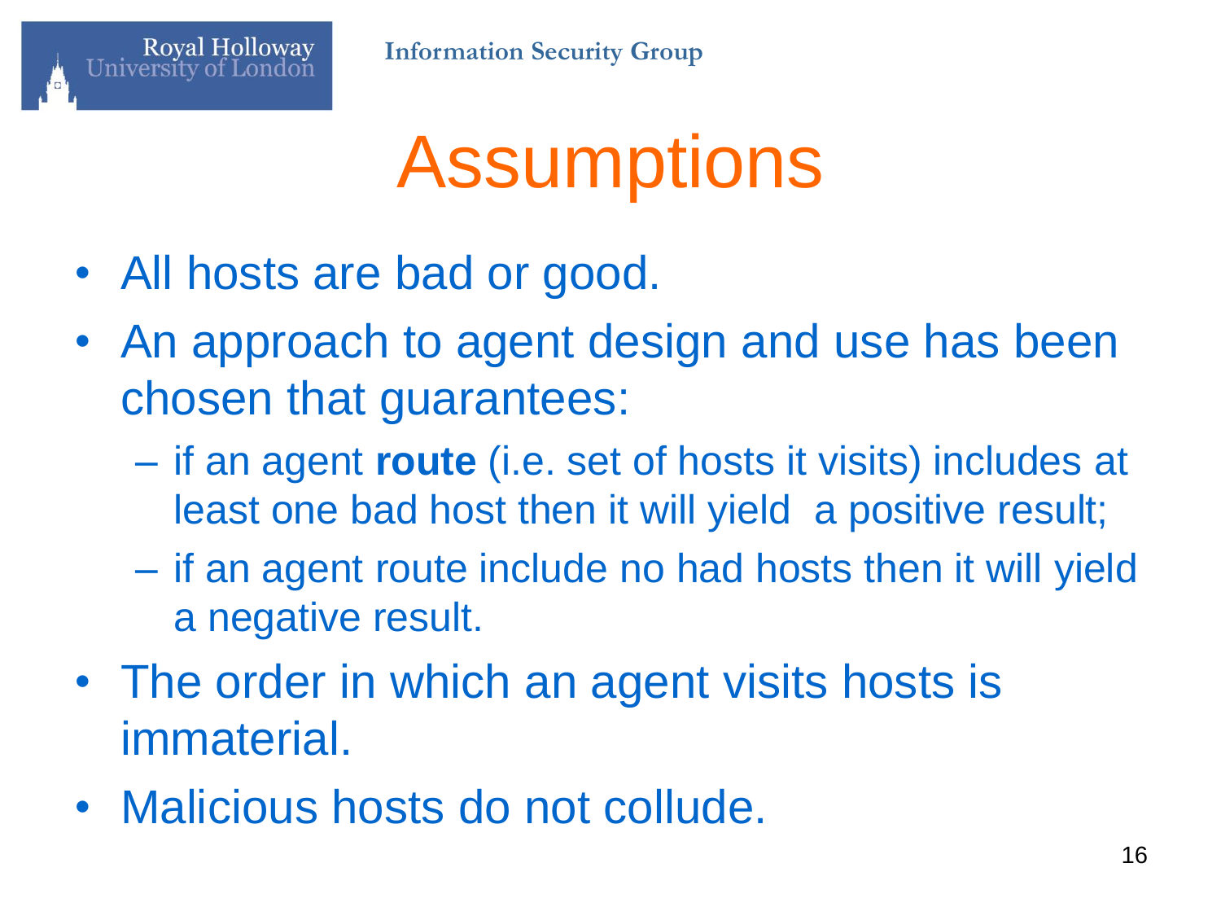# Assumptions

- All hosts are bad or good.
- An approach to agent design and use has been chosen that guarantees:
  - if an agent **route** (i.e. set of hosts it visits) includes at least one bad host then it will yield a positive result;
  - if an agent route include no had hosts then it will yield a negative result.
- The order in which an agent visits hosts is immaterial.
- Malicious hosts do not collude.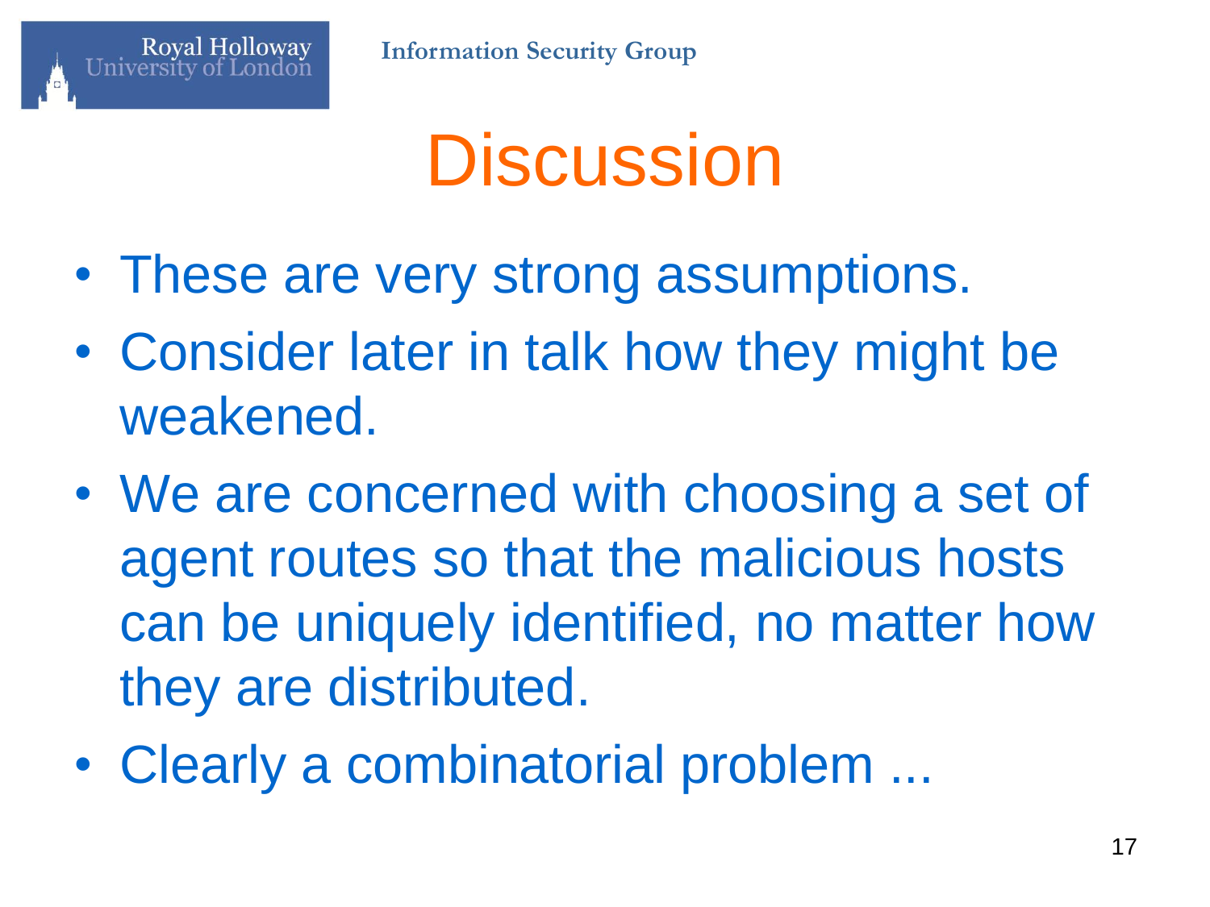# Discussion

- These are very strong assumptions.
- Consider later in talk how they might be weakened.
- We are concerned with choosing a set of agent routes so that the malicious hosts can be uniquely identified, no matter how they are distributed.
- Clearly a combinatorial problem ...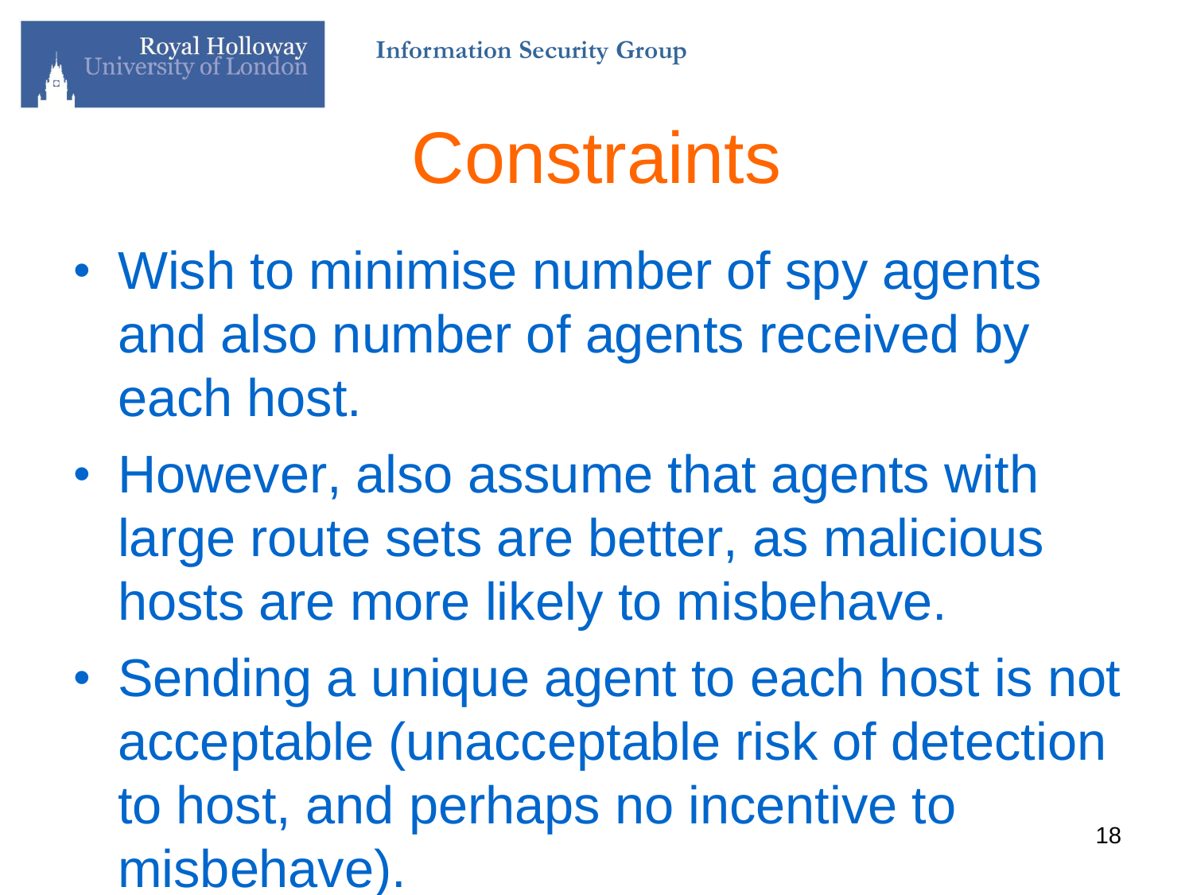# Constraints

- Wish to minimise number of spy agents and also number of agents received by each host.
- However, also assume that agents with large route sets are better, as malicious hosts are more likely to misbehave.
- Sending a unique agent to each host is not acceptable (unacceptable risk of detection to host, and perhaps no incentive to misbehave).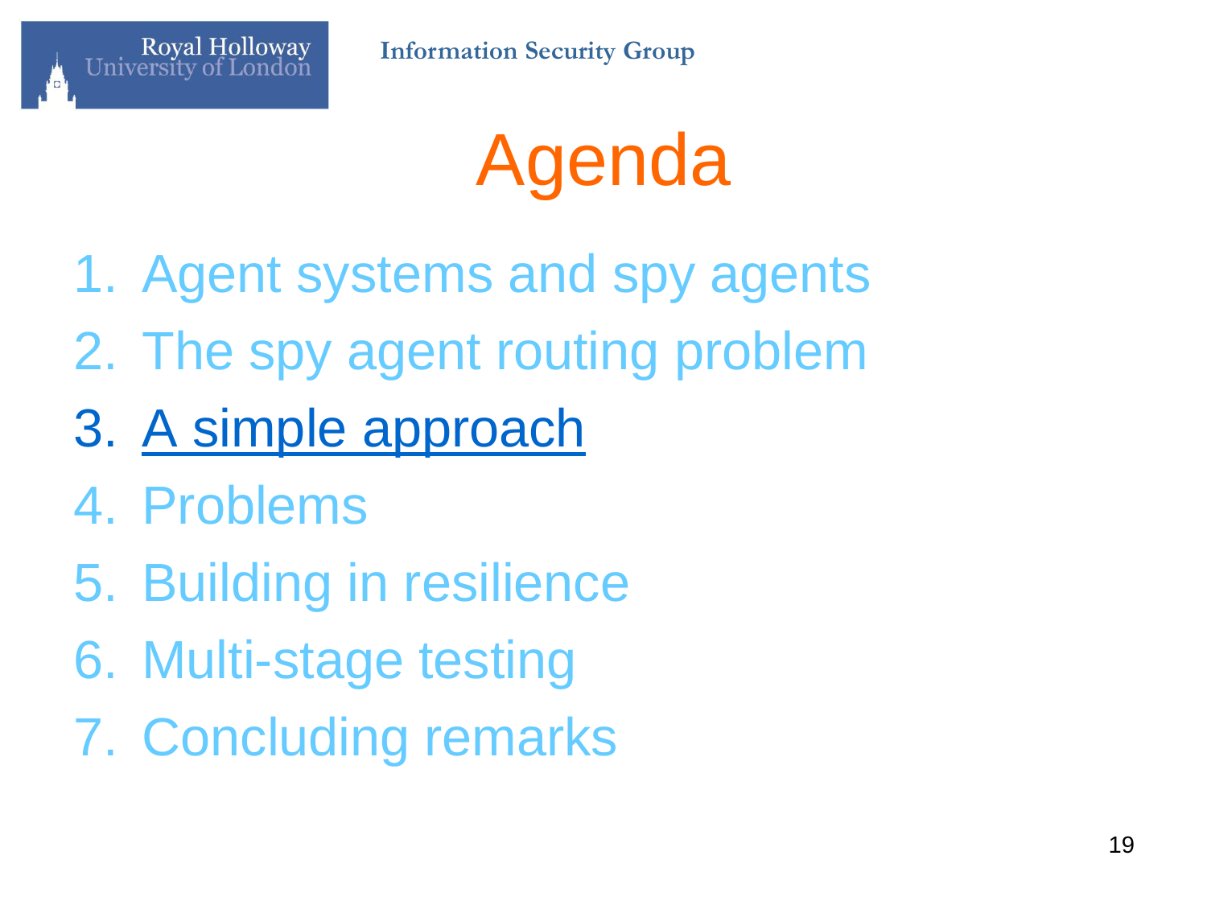# Agenda

1. Agent systems and spy agents
2. The spy agent routing problem
3. A simple approach
4. Problems
5. Building in resilience
6. Multi-stage testing
7. Concluding remarks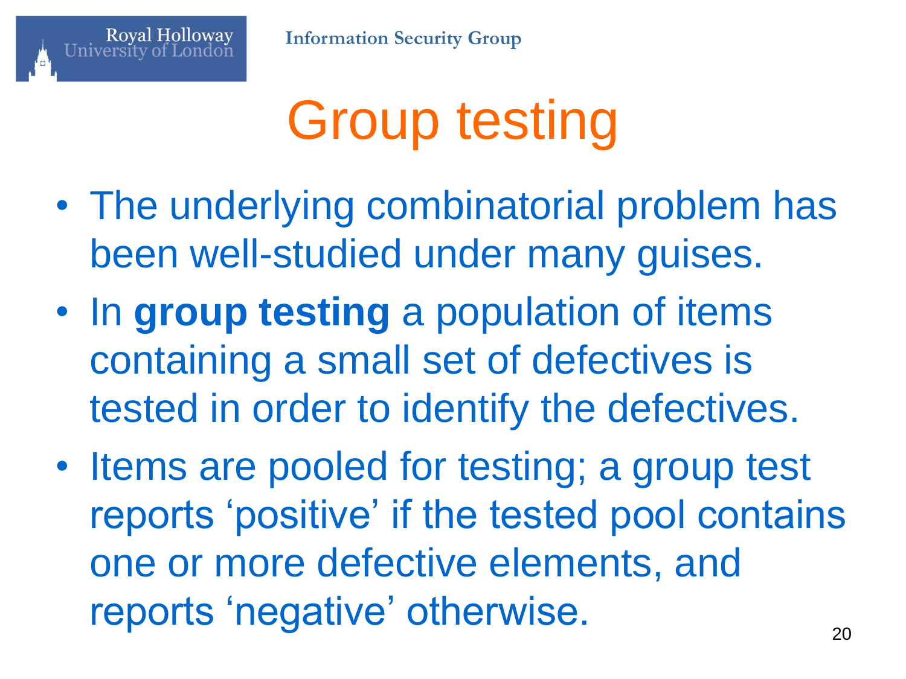# Group testing

- The underlying combinatorial problem has been well-studied under many guises.
- In **group testing** a population of items containing a small set of defectives is tested in order to identify the defectives.
- Items are pooled for testing; a group test reports ‘positive’ if the tested pool contains one or more defective elements, and reports ‘negative’ otherwise.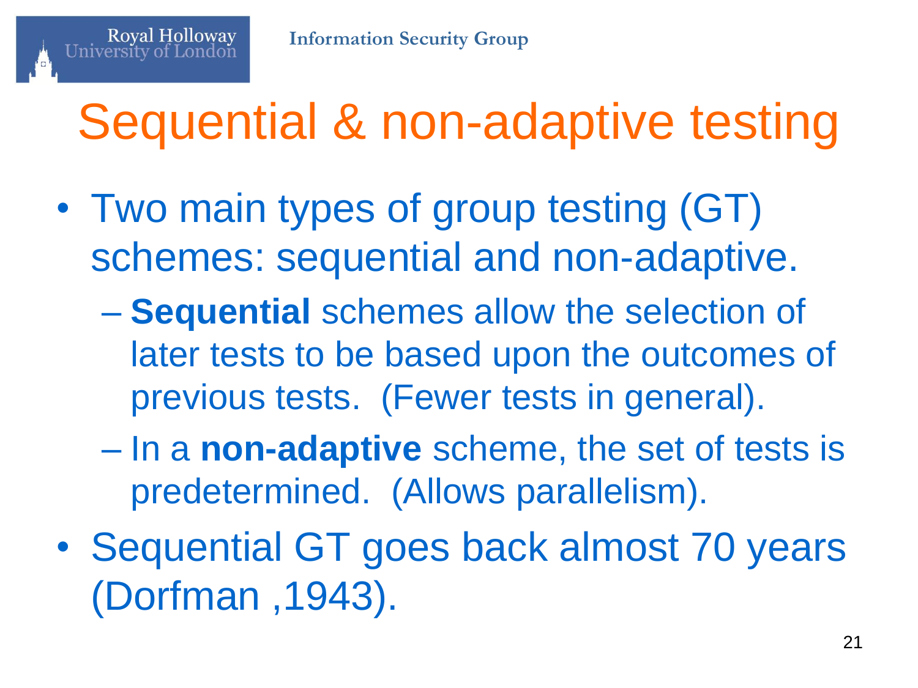# Sequential & non-adaptive testing

- Two main types of group testing (GT) schemes: sequential and non-adaptive.
  - **Sequential** schemes allow the selection of later tests to be based upon the outcomes of previous tests. (Fewer tests in general).
  - In a **non-adaptive** scheme, the set of tests is predetermined. (Allows parallelism).
- Sequential GT goes back almost 70 years (Dorfman ,1943).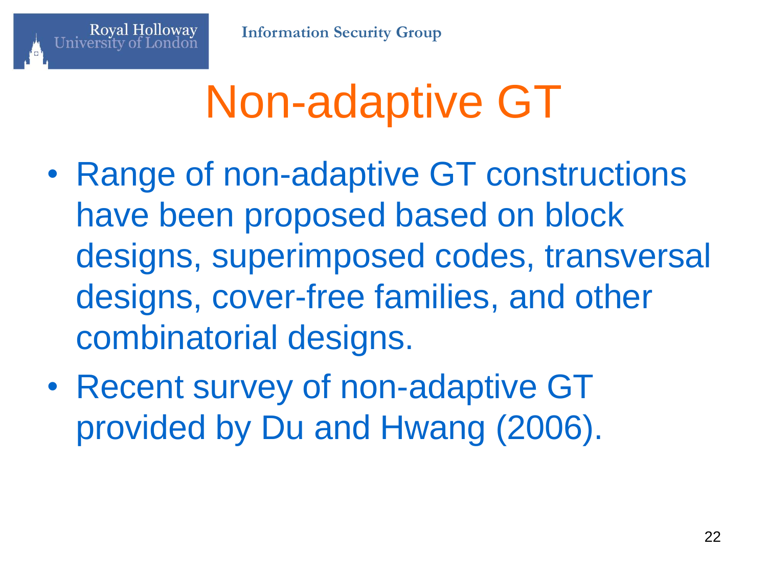# Non-adaptive GT

- Range of non-adaptive GT constructions have been proposed based on block designs, superimposed codes, transversal designs, cover-free families, and other combinatorial designs.
- Recent survey of non-adaptive GT provided by Du and Hwang (2006).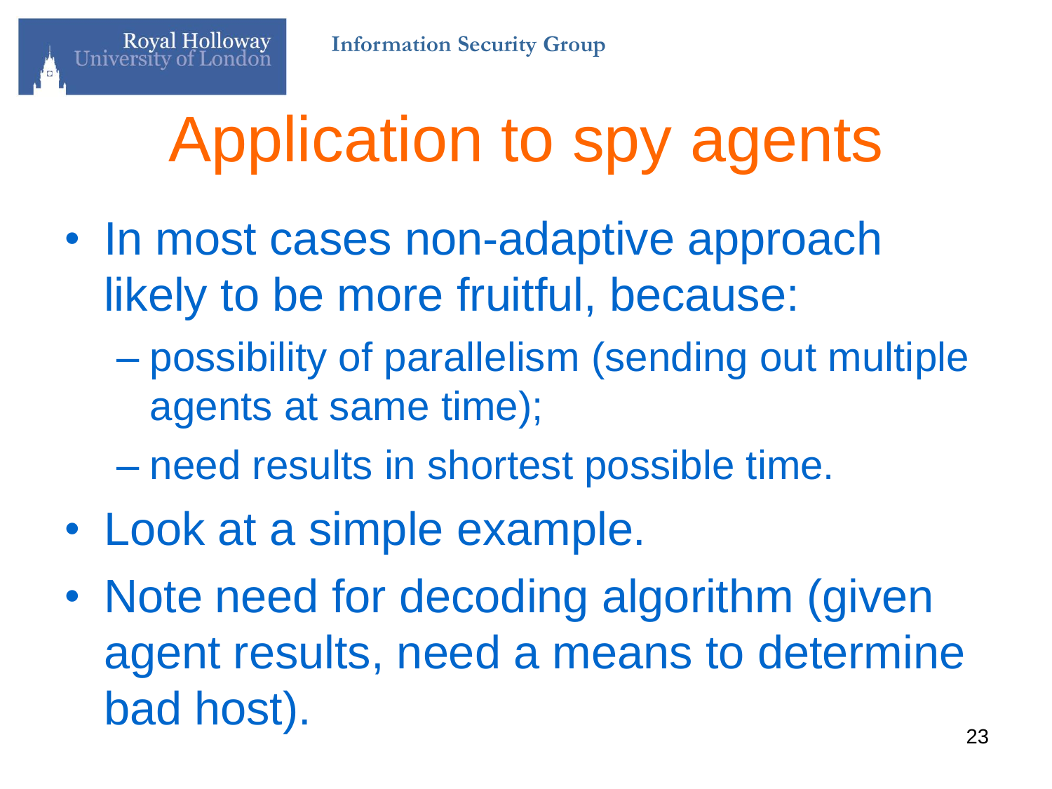# Application to spy agents

- In most cases non-adaptive approach likely to be more fruitful, because:
  - possibility of parallelism (sending out multiple agents at same time);
  - need results in shortest possible time.
- Look at a simple example.
- Note need for decoding algorithm (given agent results, need a means to determine bad host).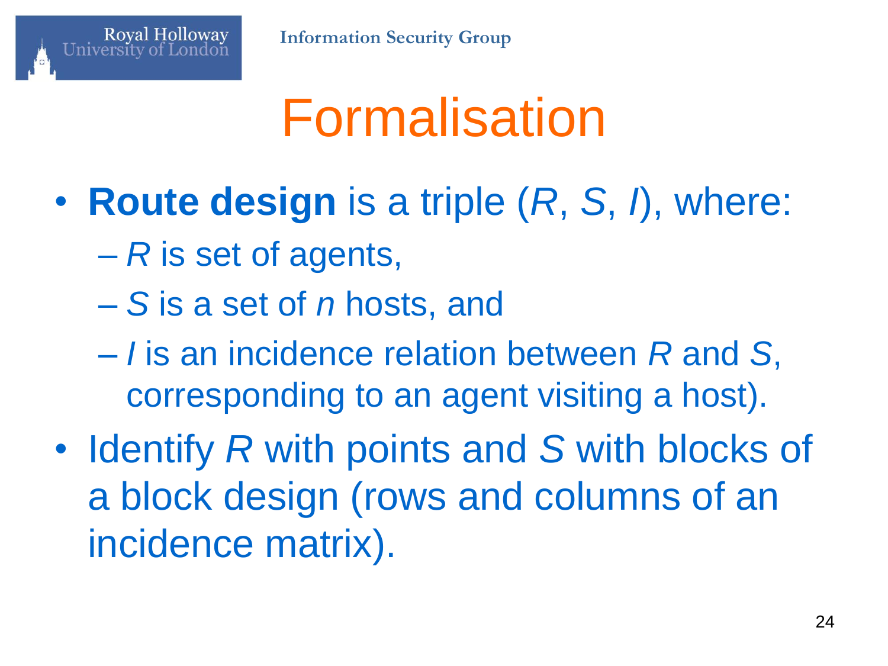# Formalisation

- **Route design** is a triple ($R$, $S$, $I$), where:
  - $R$ is set of agents,
  - $S$ is a set of $n$ hosts, and
  - $I$ is an incidence relation between $R$ and $S$, corresponding to an agent visiting a host).
- Identify $R$ with points and $S$ with blocks of a block design (rows and columns of an incidence matrix).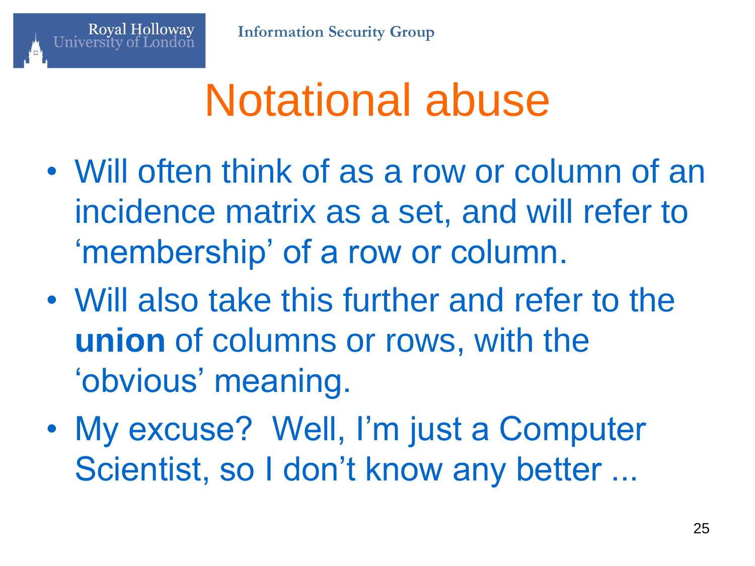# Notational abuse

- Will often think of as a row or column of an incidence matrix as a set, and will refer to 'membership' of a row or column.
- Will also take this further and refer to the **union** of columns or rows, with the 'obvious' meaning.
- My excuse? Well, I'm just a Computer Scientist, so I don't know any better ...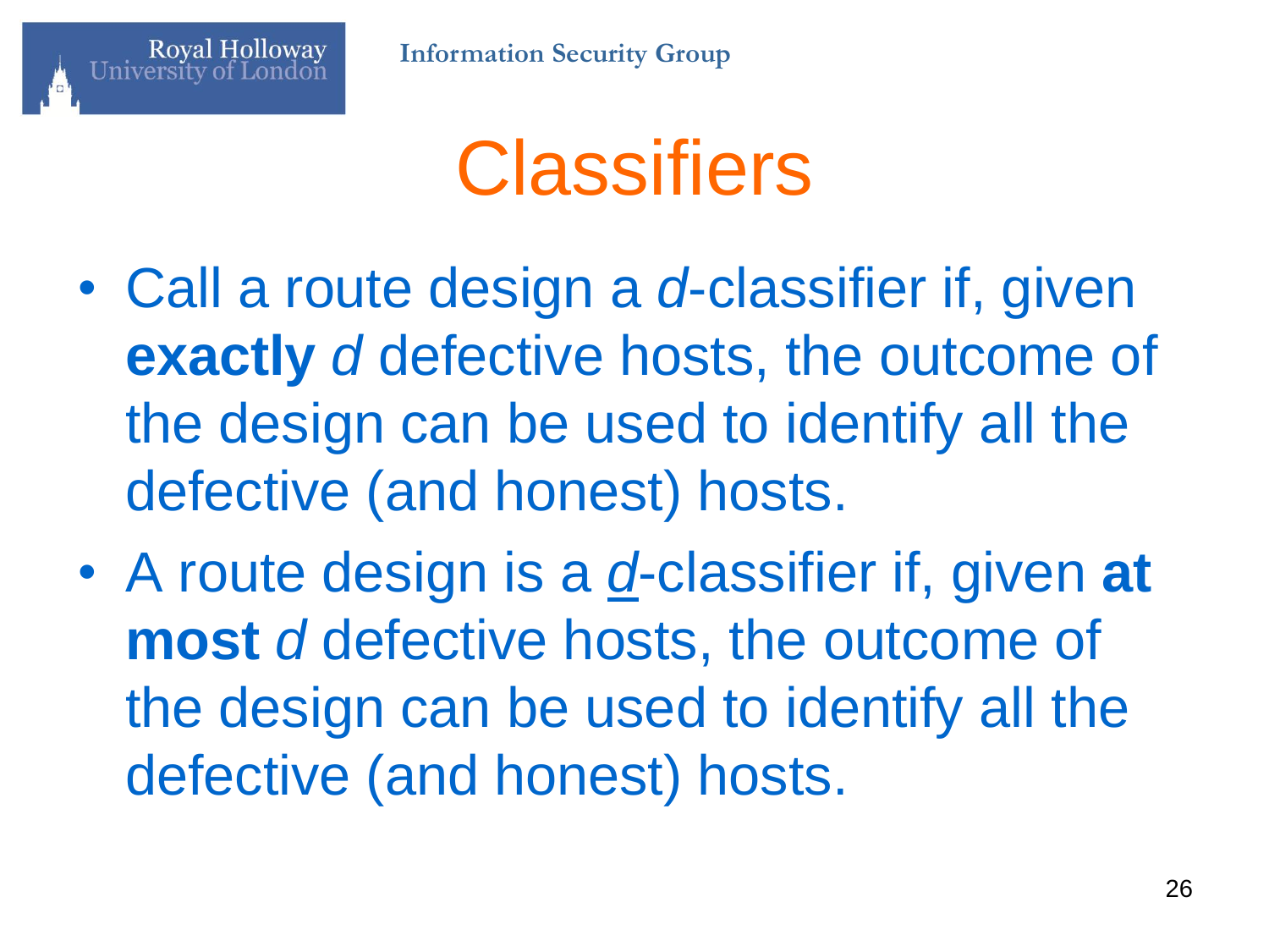# Classifiers

- Call a route design a $d$-classifier if, given **exactly** $d$ defective hosts, the outcome of the design can be used to identify all the defective (and honest) hosts.
- A route design is a $\underline{d}$-classifier if, given **at most** $d$ defective hosts, the outcome of the design can be used to identify all the defective (and honest) hosts.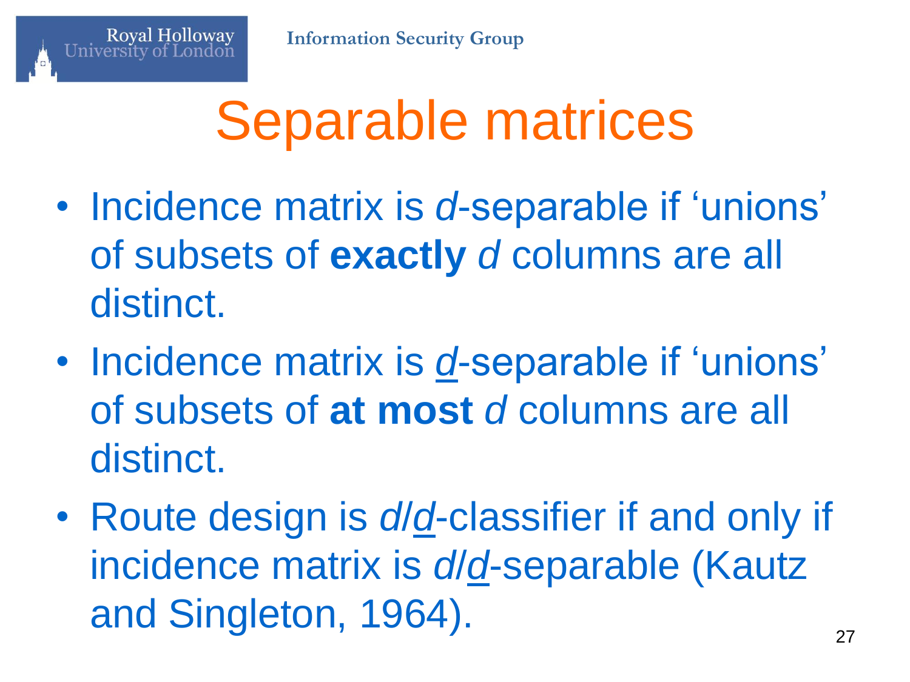# Separable matrices

- Incidence matrix is *d*-separable if 'unions' of subsets of **exactly** *d* columns are all distinct.
- Incidence matrix is <u>*d*</u>-separable if 'unions' of subsets of **at most** *d* columns are all distinct.
- Route design is *d*/<u>*d*</u>-classifier if and only if incidence matrix is *d*/<u>*d*</u>-separable (Kautz and Singleton, 1964).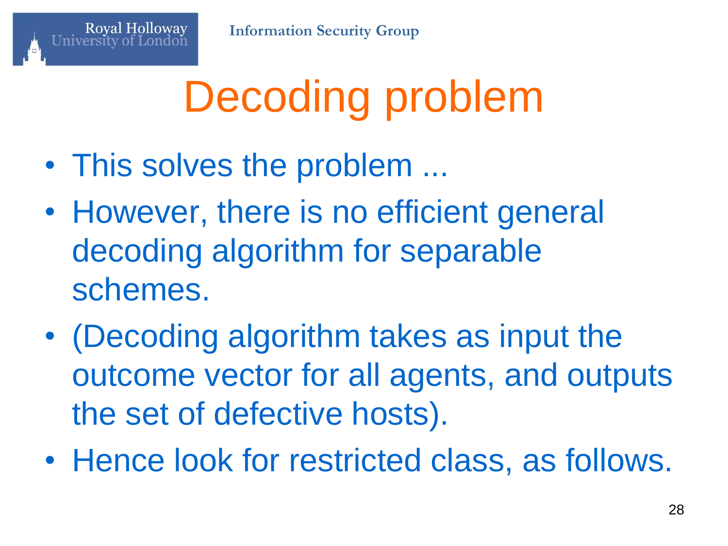# Decoding problem

- This solves the problem ...
- However, there is no efficient general decoding algorithm for separable schemes.
- (Decoding algorithm takes as input the outcome vector for all agents, and outputs the set of defective hosts).
- Hence look for restricted class, as follows.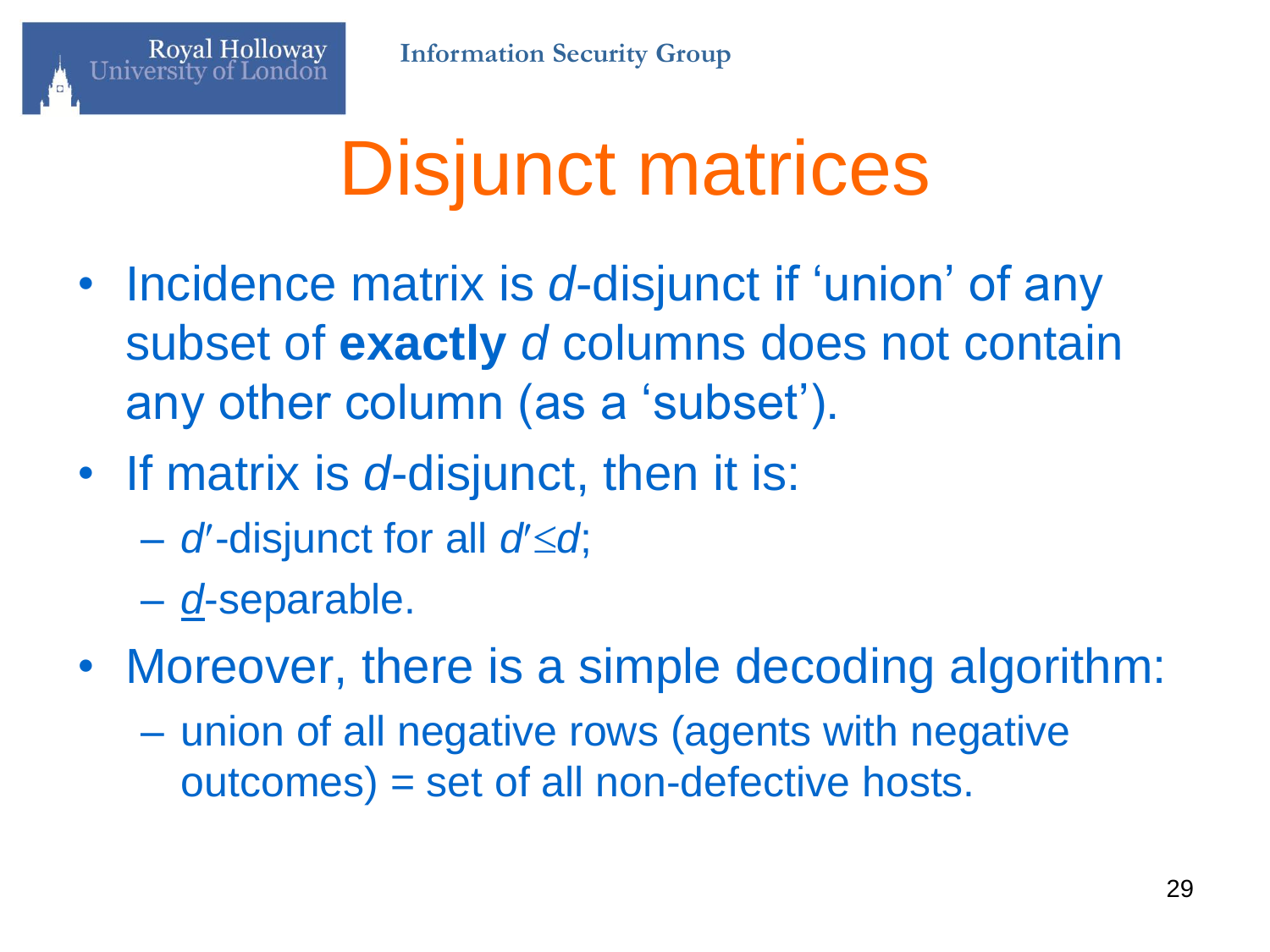# Disjunct matrices

- Incidence matrix is $d$-disjunct if ‘union’ of any subset of **exactly** $d$ columns does not contain any other column (as a ‘subset’).
- If matrix is $d$-disjunct, then it is:
  - $d'$-disjunct for all $d' \leq d$;
  - $\underline{d}$-separable.
- Moreover, there is a simple decoding algorithm:
  - union of all negative rows (agents with negative outcomes) = set of all non-defective hosts.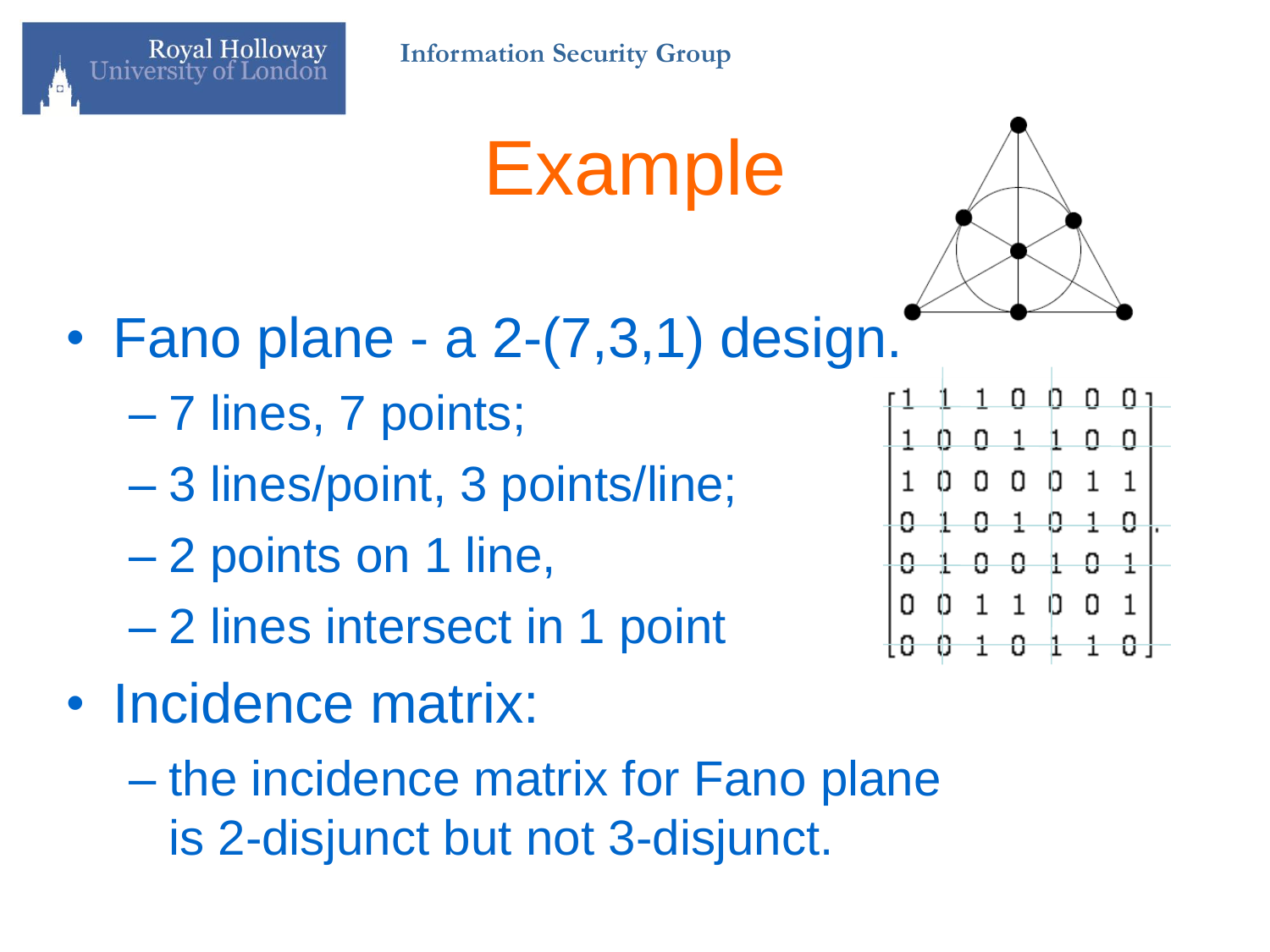# Example

- Fano plane - a 2-(7,3,1) design.
  - 7 lines, 7 points;
  - 3 lines/point, 3 points/line;
  - 2 points on 1 line,
  - 2 lines intersect in 1 point

$$
\begin{bmatrix}
1 & 1 & 1 & 0 & 0 & 0 & 0 \\
1 & 0 & 0 & 1 & 1 & 0 & 0 \\
1 & 0 & 0 & 0 & 0 & 1 & 1 \\
0 & 1 & 0 & 1 & 0 & 1 & 0 \\
0 & 1 & 0 & 0 & 1 & 0 & 1 \\
0 & 0 & 1 & 1 & 0 & 0 & 1 \\
0 & 0 & 1 & 0 & 1 & 1 & 0
\end{bmatrix}.
$$

- Incidence matrix:
  - the incidence matrix for Fano plane is 2-disjunct but not 3-disjunct.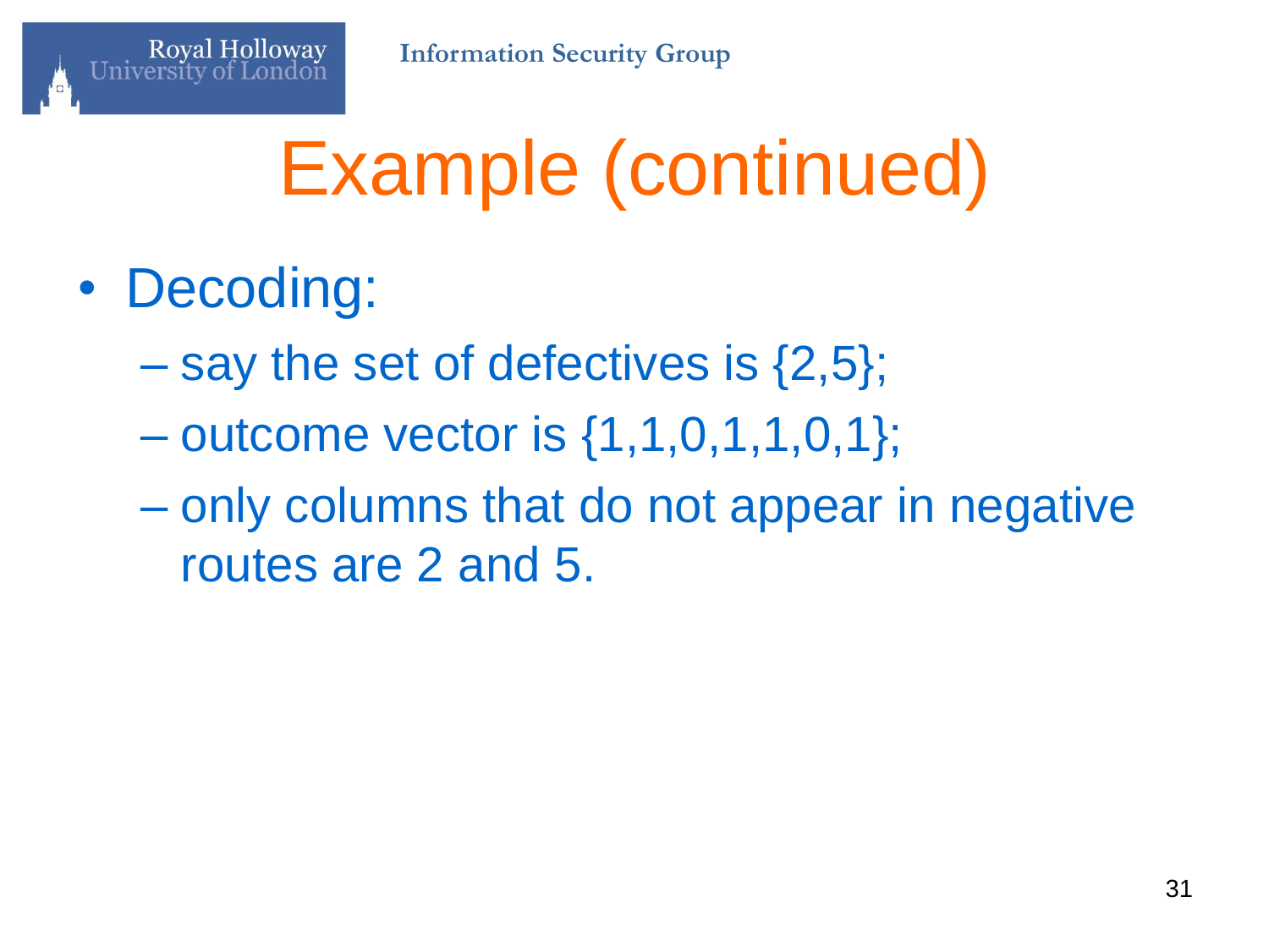# Example (continued)

- Decoding:
  - say the set of defectives is {2,5};
  - outcome vector is {1,1,0,1,1,0,1};
  - only columns that do not appear in negative routes are 2 and 5.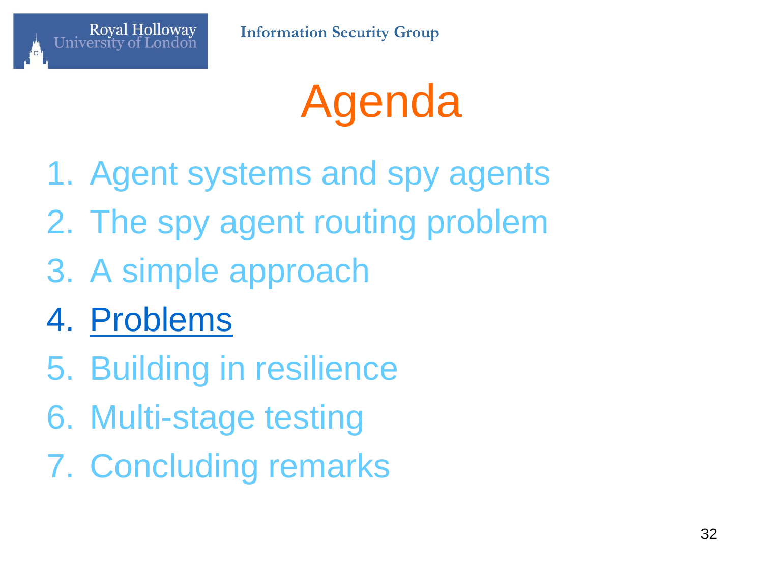# Agenda

1. Agent systems and spy agents
2. The spy agent routing problem
3. A simple approach
4. **Problems**
5. Building in resilience
6. Multi-stage testing
7. Concluding remarks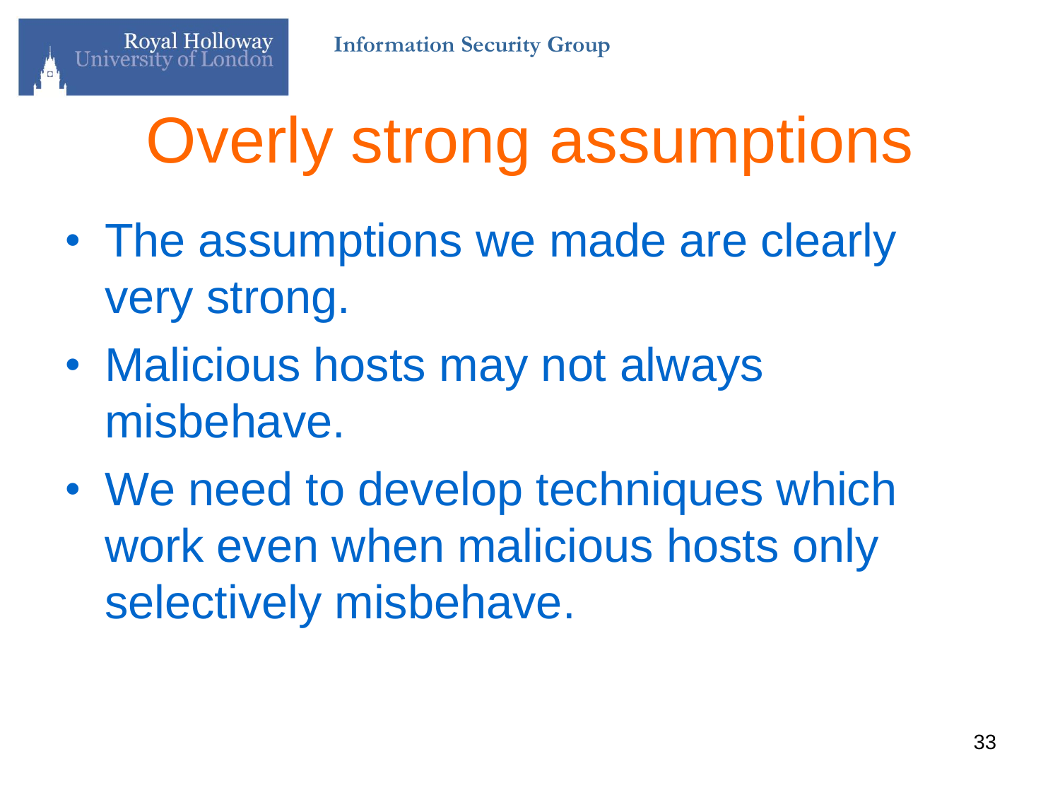# Overly strong assumptions

- The assumptions we made are clearly very strong.
- Malicious hosts may not always misbehave.
- We need to develop techniques which work even when malicious hosts only selectively misbehave.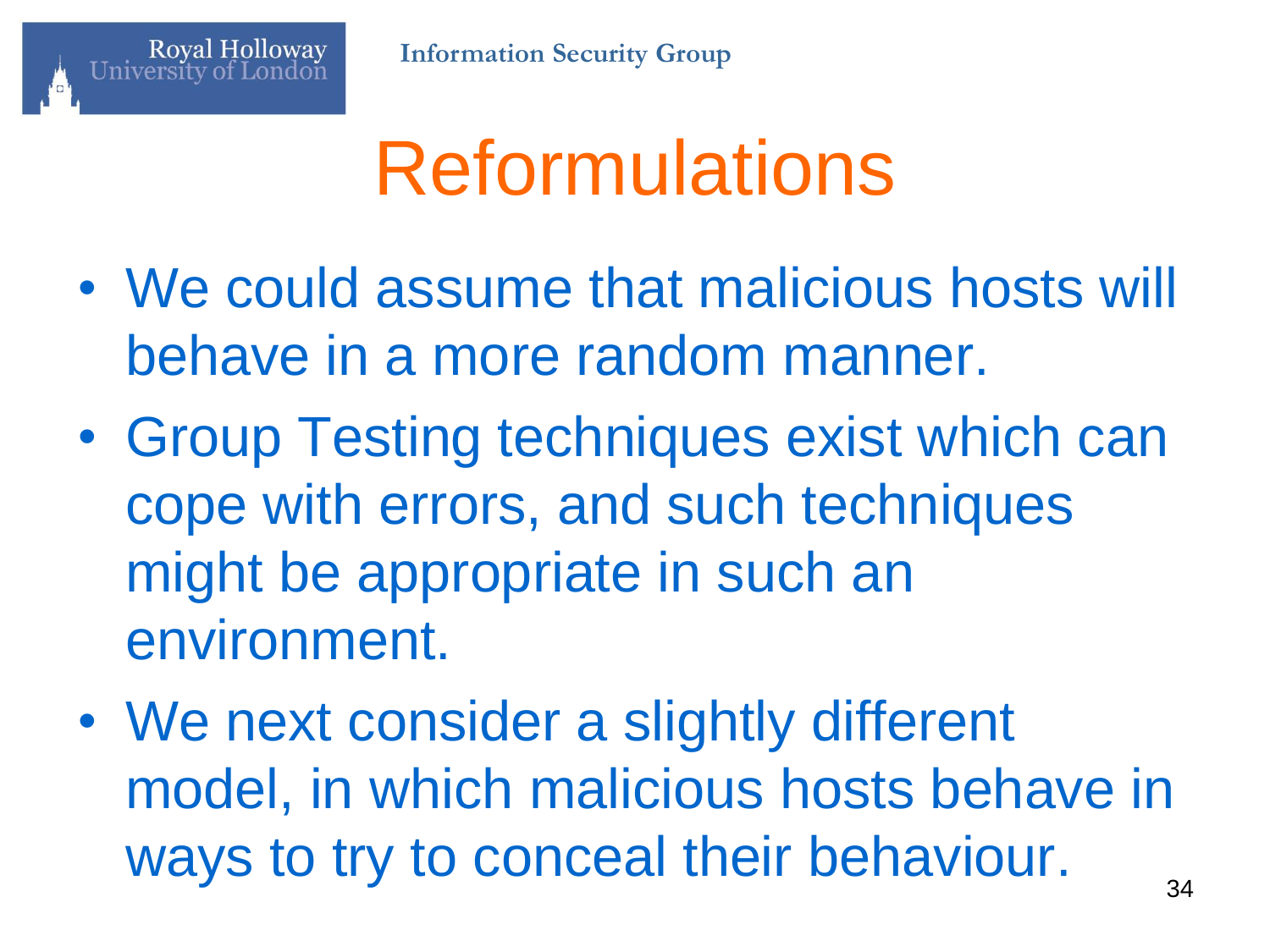# Reformulations

- We could assume that malicious hosts will behave in a more random manner.
- Group Testing techniques exist which can cope with errors, and such techniques might be appropriate in such an environment.
- We next consider a slightly different model, in which malicious hosts behave in ways to try to conceal their behaviour.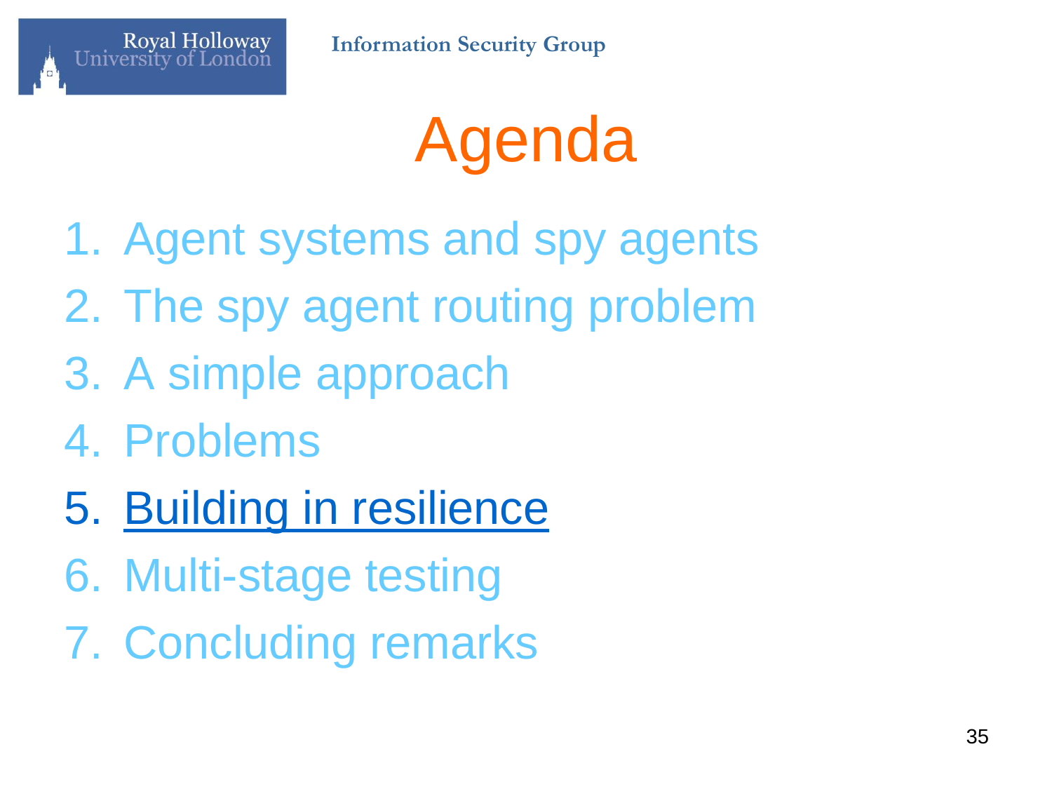# Agenda

1. Agent systems and spy agents
2. The spy agent routing problem
3. A simple approach
4. Problems
5. Building in resilience
6. Multi-stage testing
7. Concluding remarks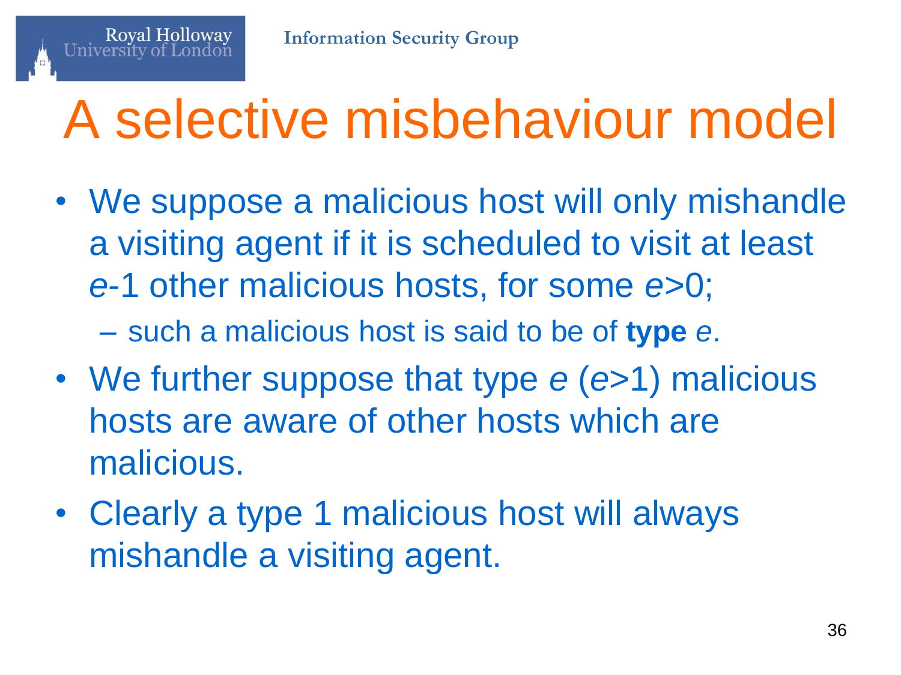# A selective misbehaviour model

- We suppose a malicious host will only mishandle a visiting agent if it is scheduled to visit at least $e$-1 other malicious hosts, for some $e$>0;
  – such a malicious host is said to be of **type** $e$.
- We further suppose that type $e$ ($e$>1) malicious hosts are aware of other hosts which are malicious.
- Clearly a type 1 malicious host will always mishandle a visiting agent.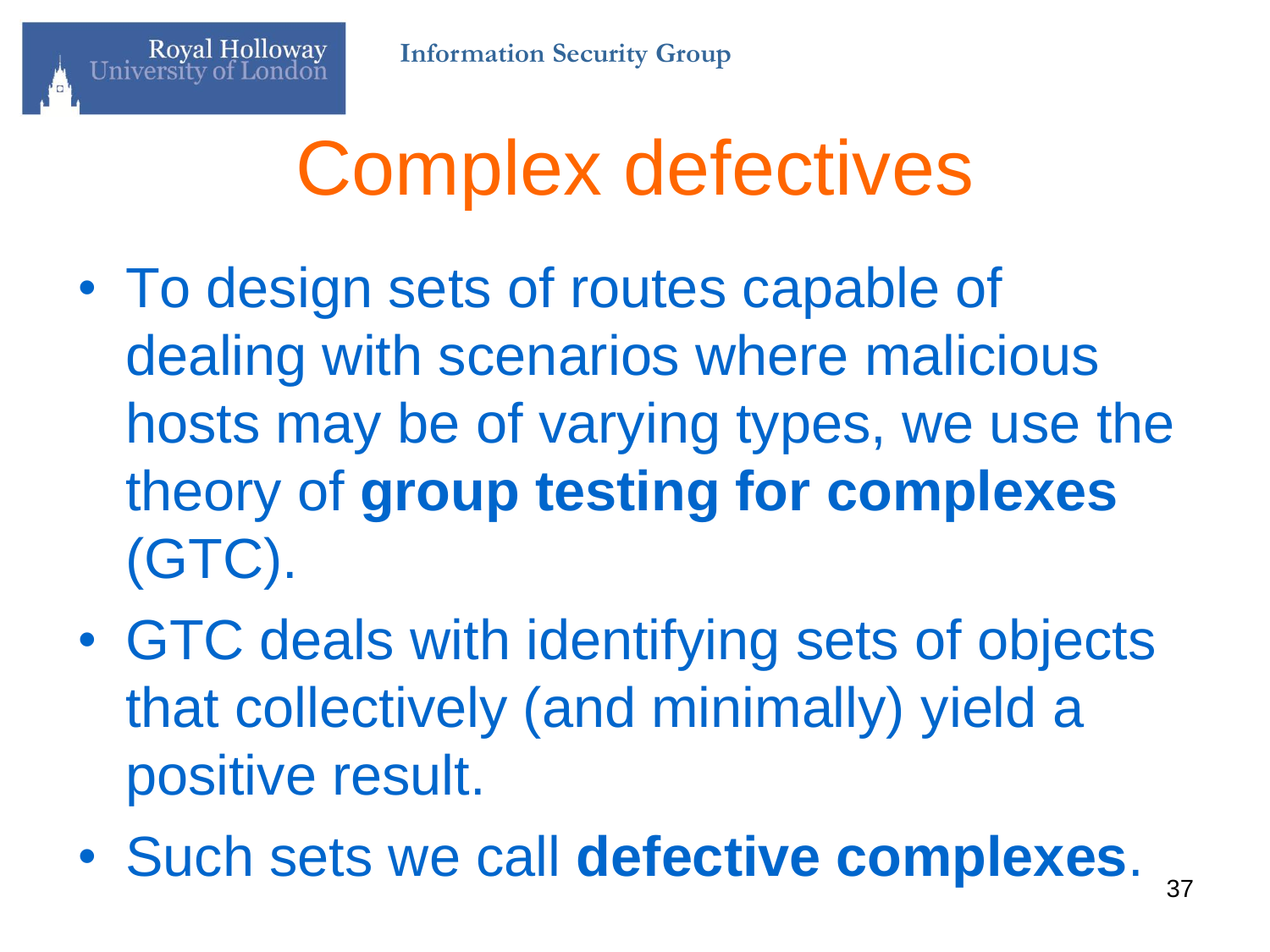# Complex defectives

- To design sets of routes capable of dealing with scenarios where malicious hosts may be of varying types, we use the theory of **group testing for complexes** (GTC).
- GTC deals with identifying sets of objects that collectively (and minimally) yield a positive result.
- Such sets we call **defective complexes**.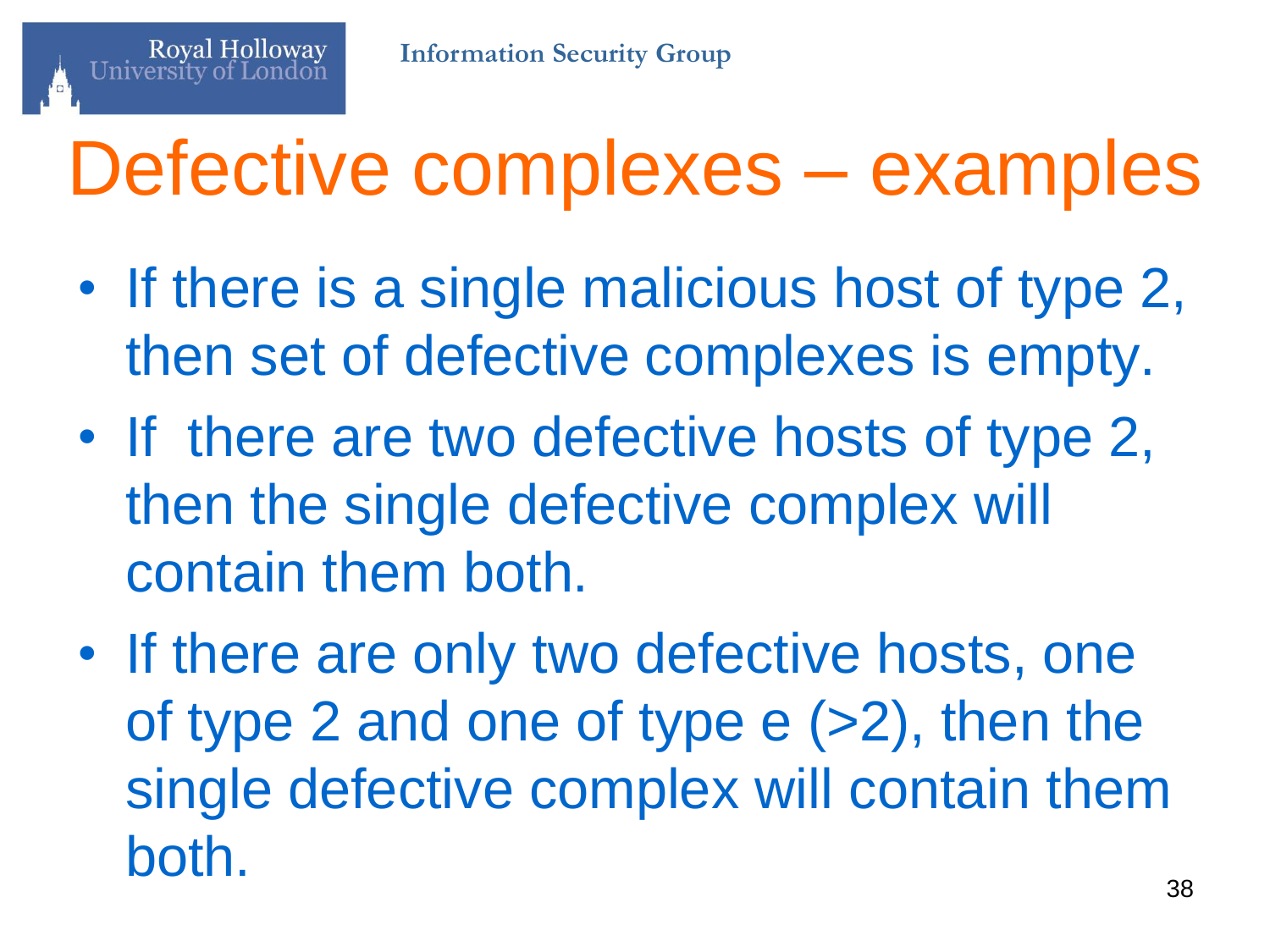# Defective complexes – examples

- If there is a single malicious host of type 2, then set of defective complexes is empty.
- If there are two defective hosts of type 2, then the single defective complex will contain them both.
- If there are only two defective hosts, one of type 2 and one of type e (>2), then the single defective complex will contain them both.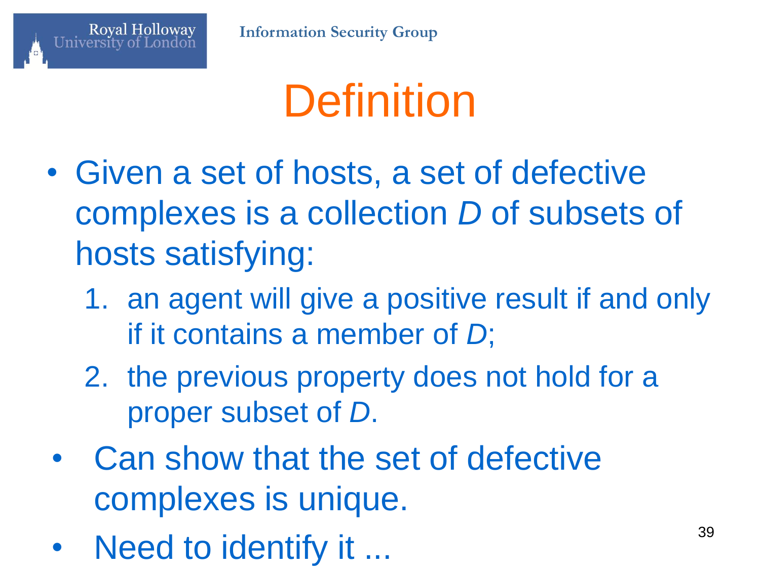# Definition

- Given a set of hosts, a set of defective complexes is a collection *D* of subsets of hosts satisfying:
  1. an agent will give a positive result if and only if it contains a member of *D*;
  2. the previous property does not hold for a proper subset of *D*.
- Can show that the set of defective complexes is unique.
- Need to identify it ...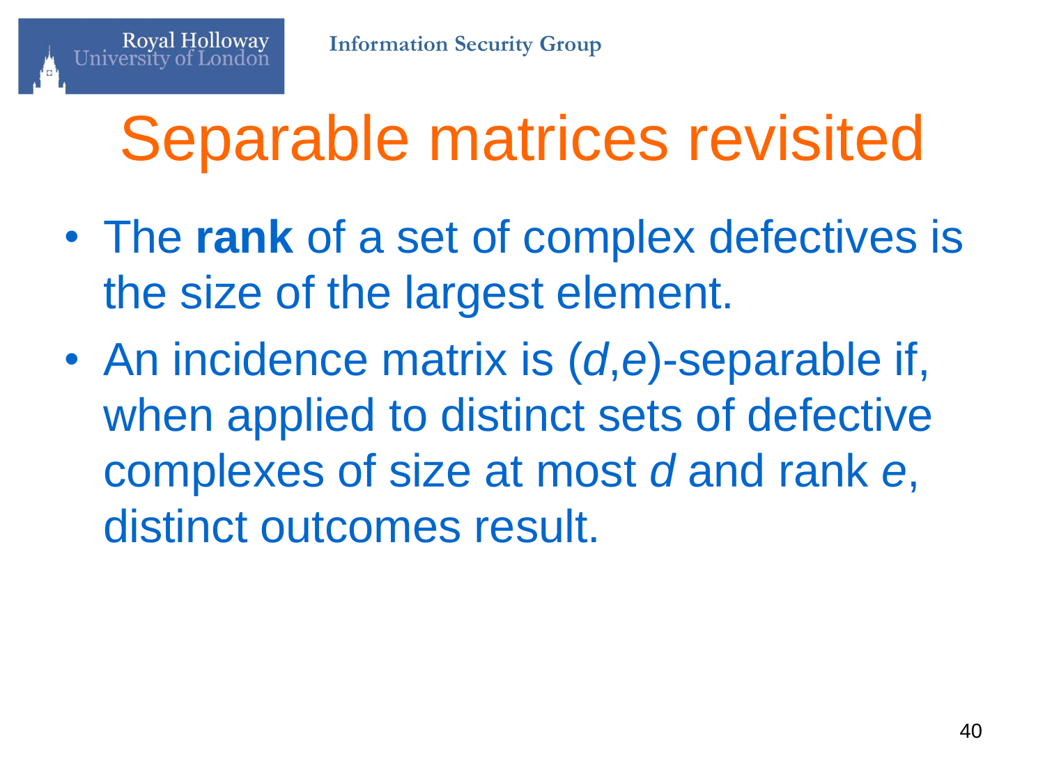# Separable matrices revisited

- The **rank** of a set of complex defectives is the size of the largest element.
- An incidence matrix is ($d$,$e$)-separable if, when applied to distinct sets of defective complexes of size at most $d$ and rank $e$, distinct outcomes result.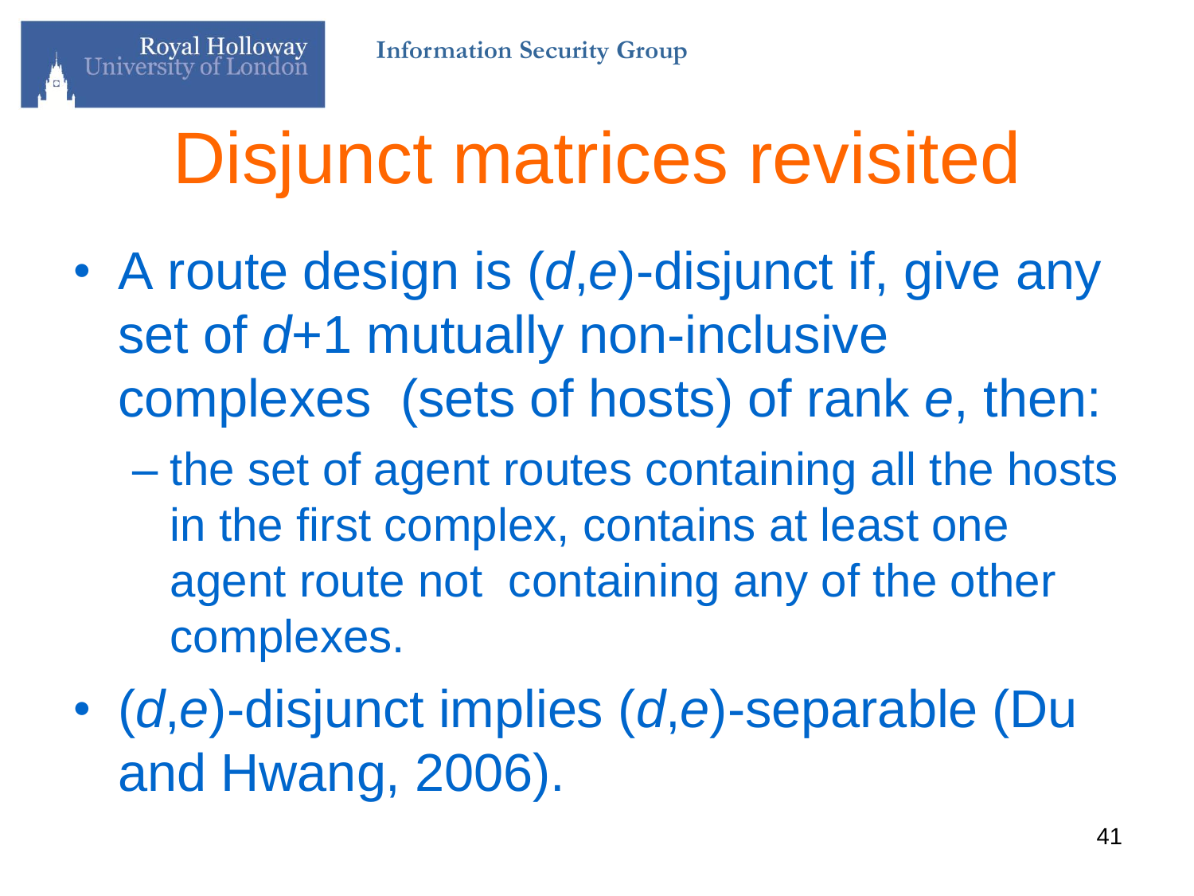# Disjunct matrices revisited

- A route design is ($d$,$e$)-disjunct if, give any set of $d$+1 mutually non-inclusive complexes (sets of hosts) of rank $e$, then:
  - the set of agent routes containing all the hosts in the first complex, contains at least one agent route not containing any of the other complexes.
- ($d$,$e$)-disjunct implies ($d$,$e$)-separable (Du and Hwang, 2006).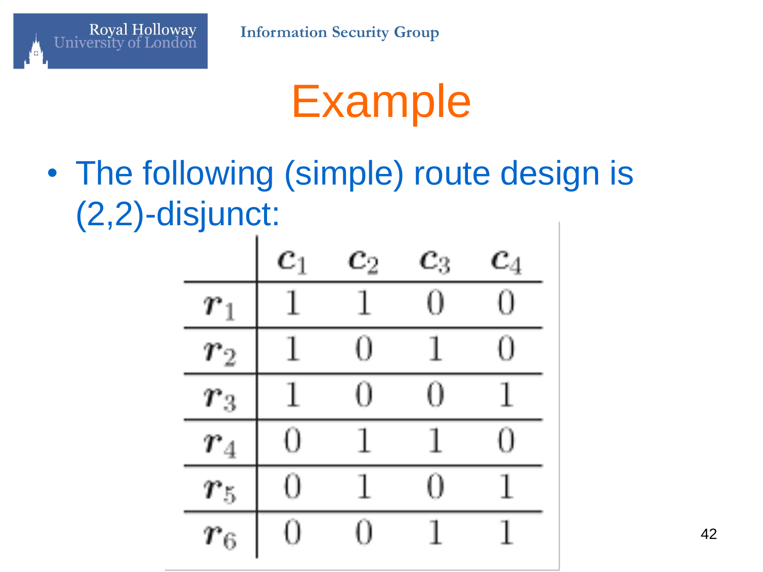# Example

- The following (simple) route design is (2,2)-disjunct:

| | $c_1$ | $c_2$ | $c_3$ | $c_4$ |
|---|---|---|---|---|
| $r_1$ | 1 | 1 | 0 | 0 |
| $r_2$ | 1 | 0 | 1 | 0 |
| $r_3$ | 1 | 0 | 0 | 1 |
| $r_4$ | 0 | 1 | 1 | 0 |
| $r_5$ | 0 | 1 | 0 | 1 |
| $r_6$ | 0 | 0 | 1 | 1 |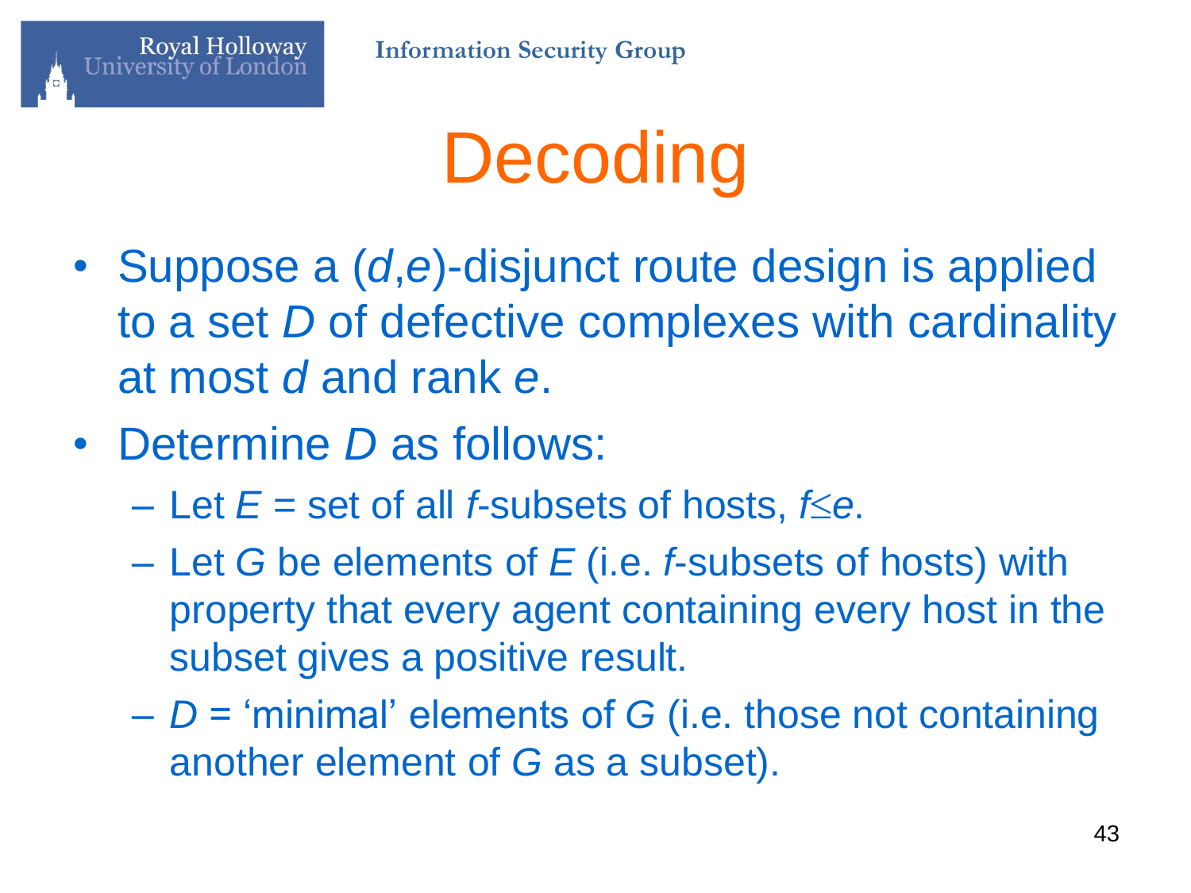# Decoding

- Suppose a $(d,e)$-disjunct route design is applied to a set $D$ of defective complexes with cardinality at most $d$ and rank $e$.
- Determine $D$ as follows:
  - Let $E$ = set of all $f$-subsets of hosts, $f \leq e$.
  - Let $G$ be elements of $E$ (i.e. $f$-subsets of hosts) with property that every agent containing every host in the subset gives a positive result.
  - $D$ = 'minimal' elements of $G$ (i.e. those not containing another element of $G$ as a subset).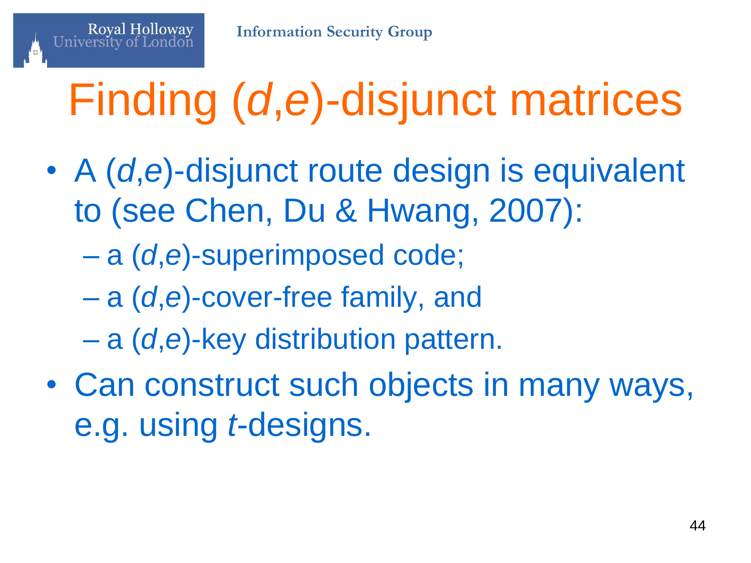# Finding ($d$,$e$)-disjunct matrices

- A ($d$,$e$)-disjunct route design is equivalent to (see Chen, Du & Hwang, 2007):
  - a ($d$,$e$)-superimposed code;
  - a ($d$,$e$)-cover-free family, and
  - a ($d$,$e$)-key distribution pattern.
- Can construct such objects in many ways, e.g. using $t$-designs.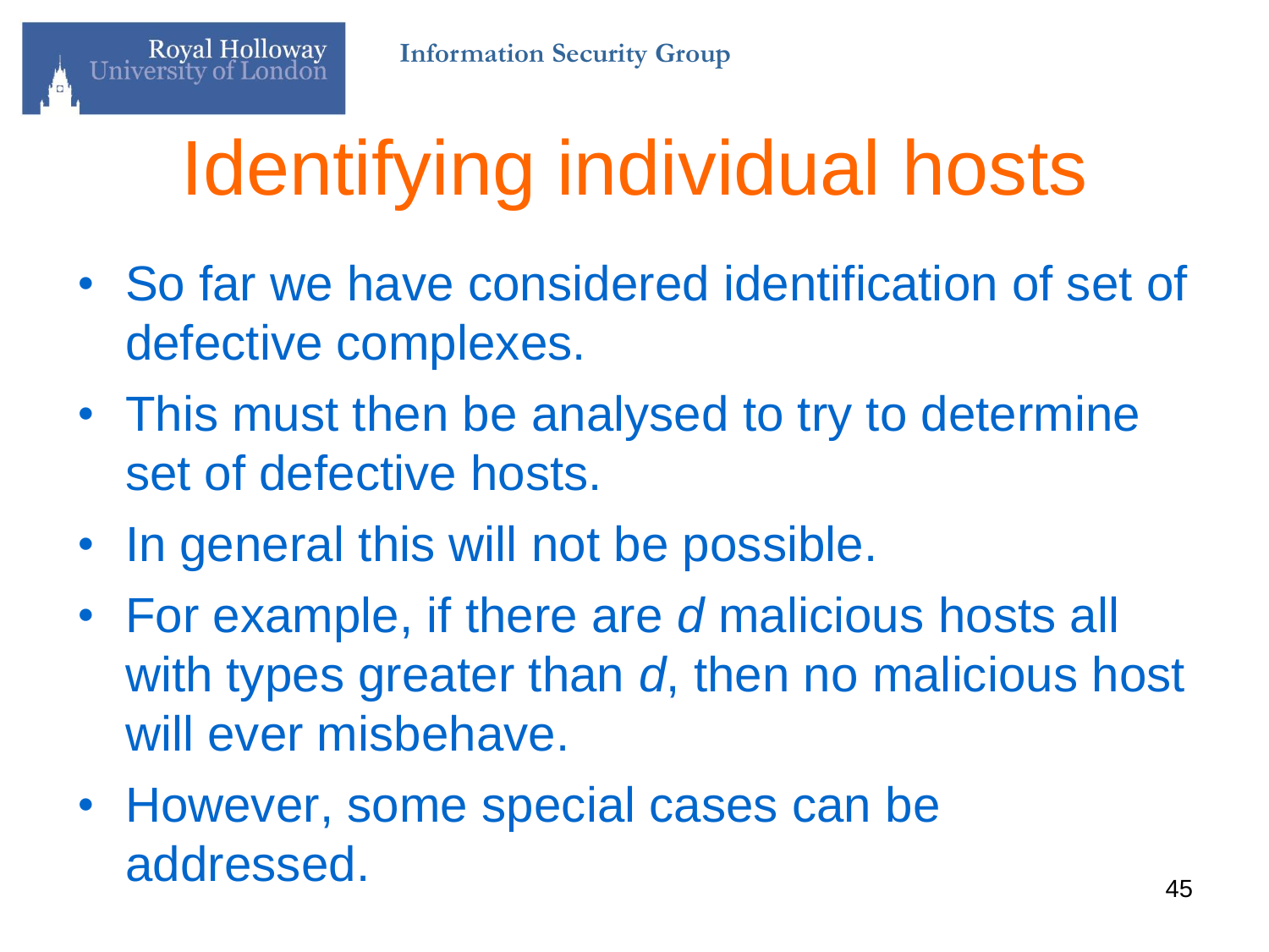# Identifying individual hosts

- So far we have considered identification of set of defective complexes.
- This must then be analysed to try to determine set of defective hosts.
- In general this will not be possible.
- For example, if there are $d$ malicious hosts all with types greater than $d$, then no malicious host will ever misbehave.
- However, some special cases can be addressed.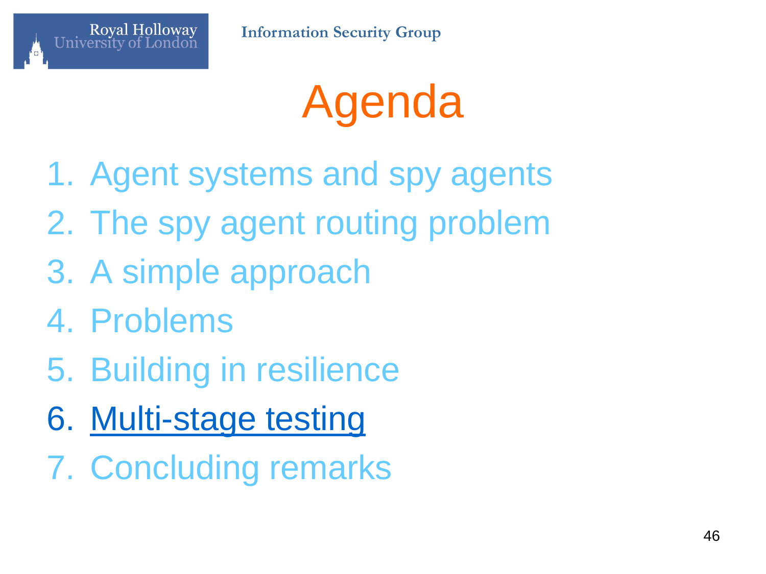# Agenda

1. Agent systems and spy agents
2. The spy agent routing problem
3. A simple approach
4. Problems
5. Building in resilience
6. Multi-stage testing
7. Concluding remarks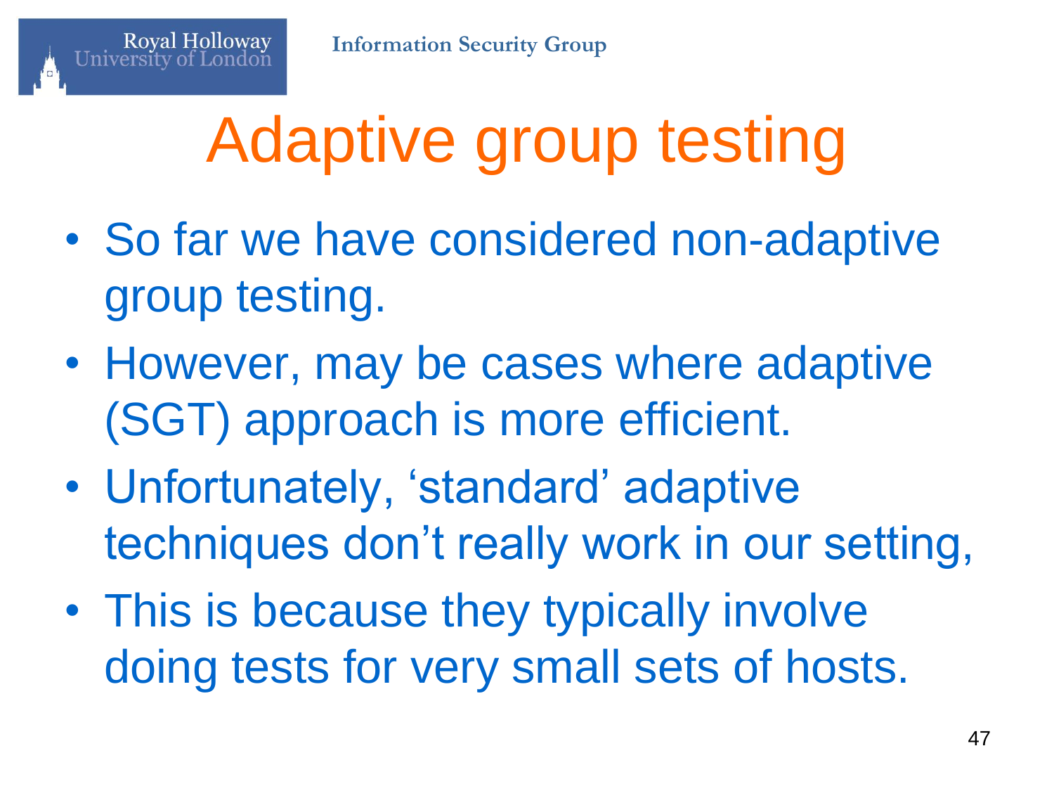# Adaptive group testing

- So far we have considered non-adaptive group testing.
- However, may be cases where adaptive (SGT) approach is more efficient.
- Unfortunately, 'standard' adaptive techniques don't really work in our setting,
- This is because they typically involve doing tests for very small sets of hosts.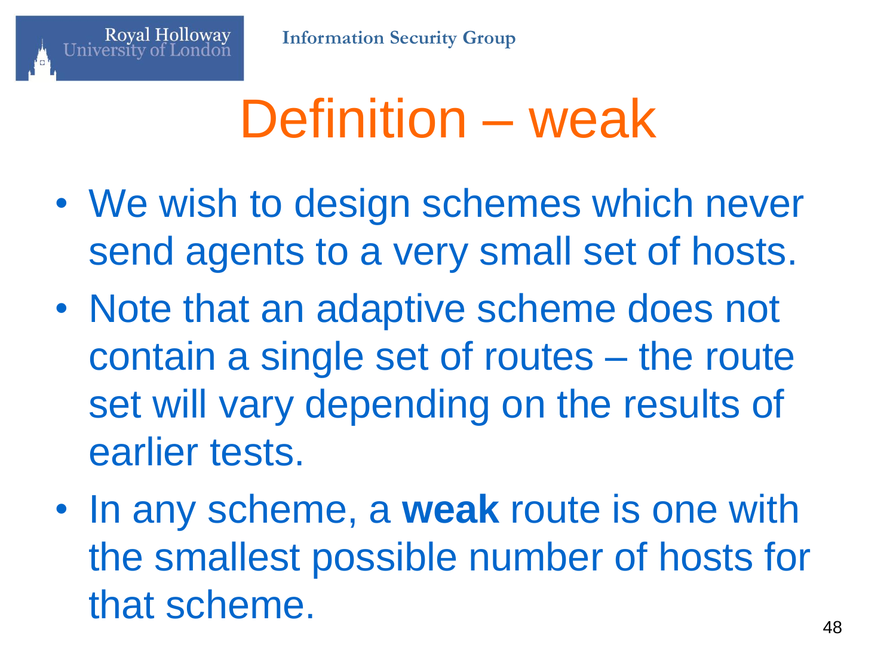# Definition – weak

- We wish to design schemes which never send agents to a very small set of hosts.
- Note that an adaptive scheme does not contain a single set of routes – the route set will vary depending on the results of earlier tests.
- In any scheme, a **weak** route is one with the smallest possible number of hosts for that scheme.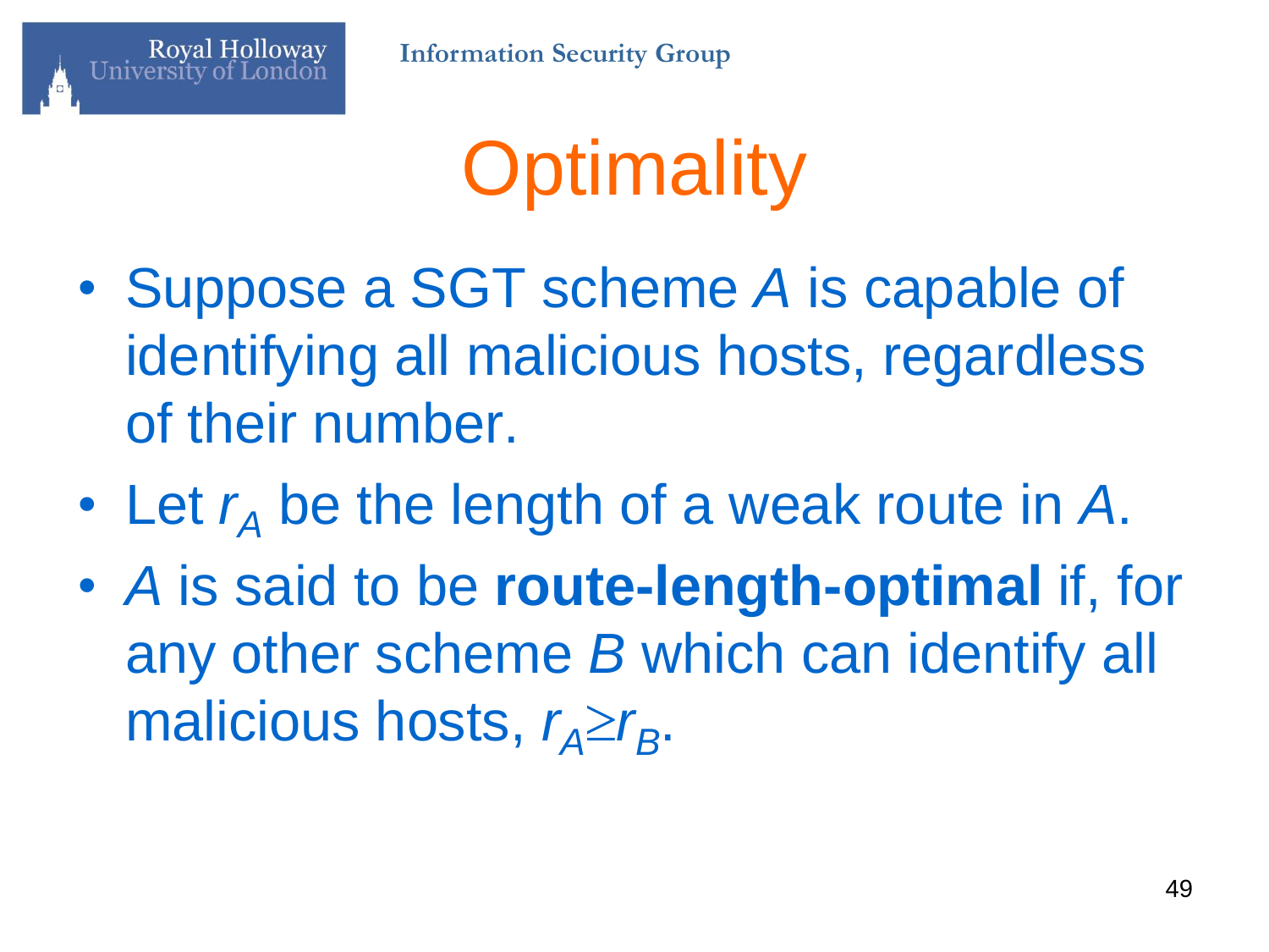# Optimality

- Suppose a SGT scheme *A* is capable of identifying all malicious hosts, regardless of their number.
- Let $r_A$ be the length of a weak route in *A*.
- *A* is said to be **route-length-optimal** if, for any other scheme *B* which can identify all malicious hosts, $r_A \geq r_B$.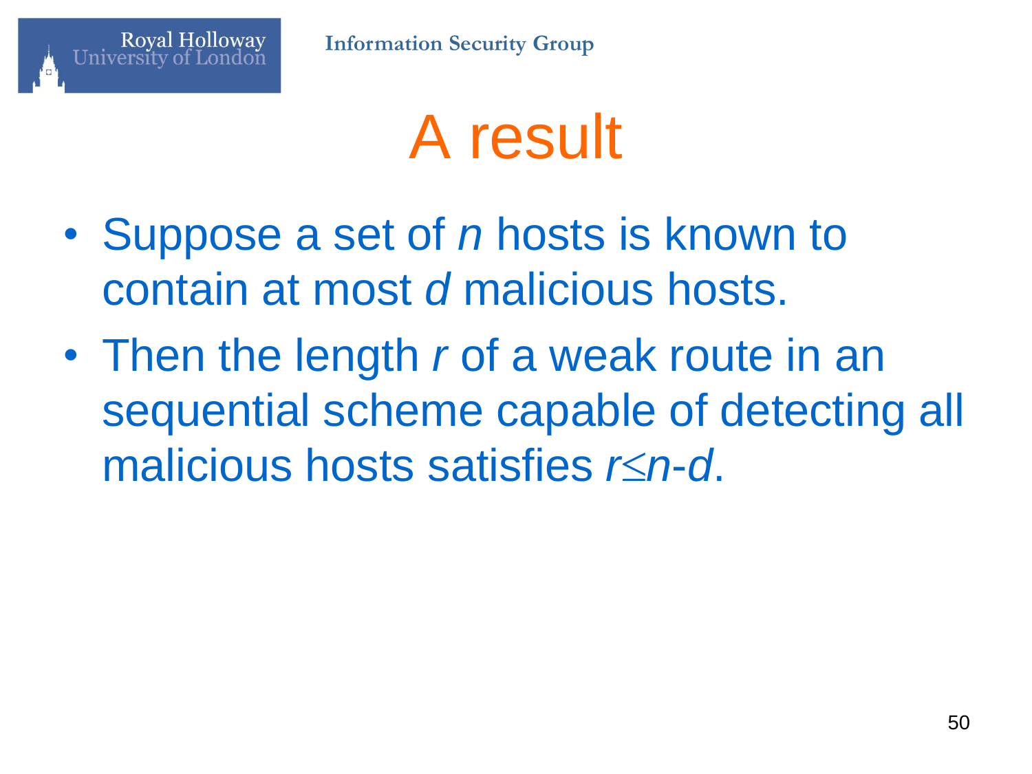# A result

- Suppose a set of $n$ hosts is known to contain at most $d$ malicious hosts.
- Then the length $r$ of a weak route in an sequential scheme capable of detecting all malicious hosts satisfies $r \leq n-d$.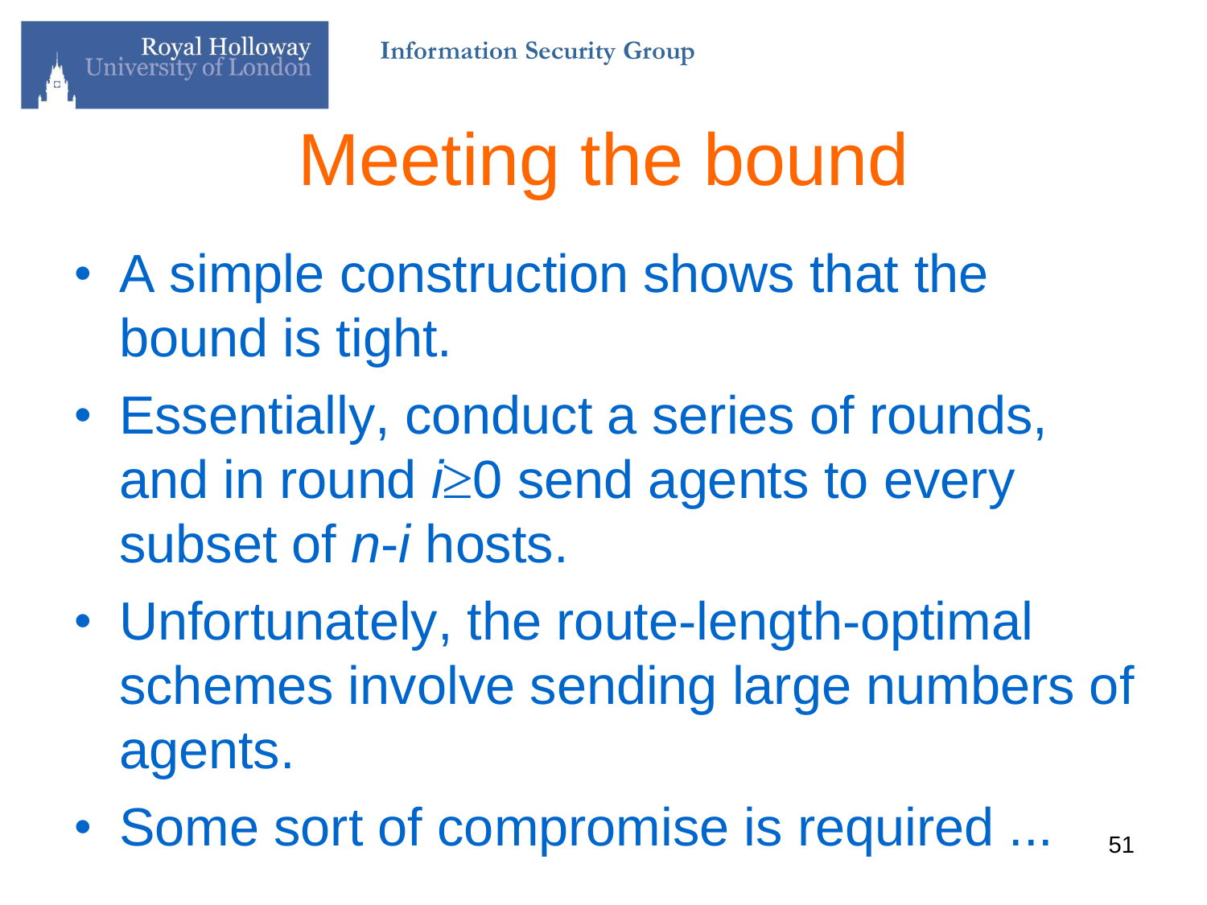# Meeting the bound

- A simple construction shows that the bound is tight.
- Essentially, conduct a series of rounds, and in round $i \geq 0$ send agents to every subset of $n$-$i$ hosts.
- Unfortunately, the route-length-optimal schemes involve sending large numbers of agents.
- Some sort of compromise is required ...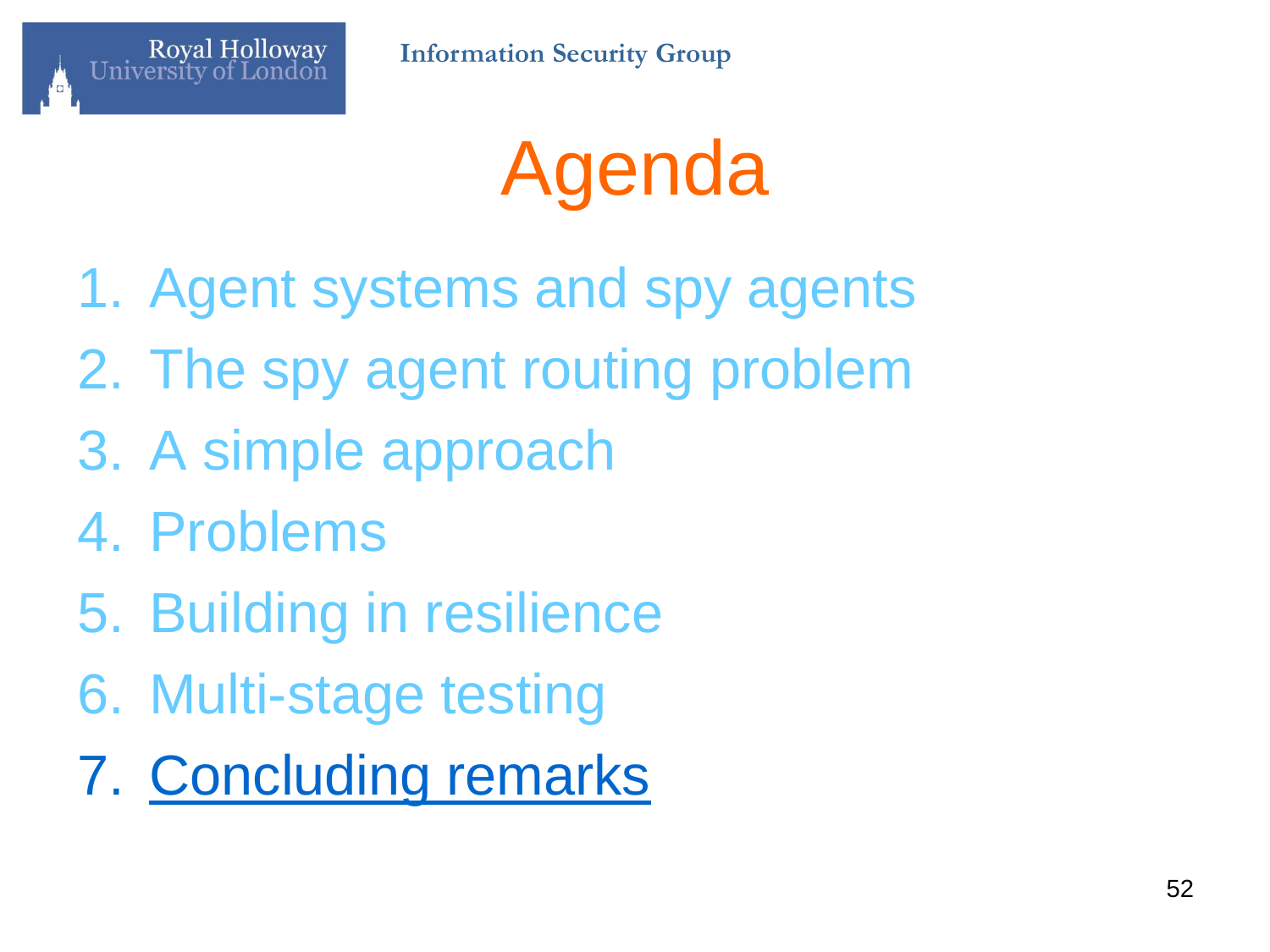# Agenda

1. Agent systems and spy agents
2. The spy agent routing problem
3. A simple approach
4. Problems
5. Building in resilience
6. Multi-stage testing
7. Concluding remarks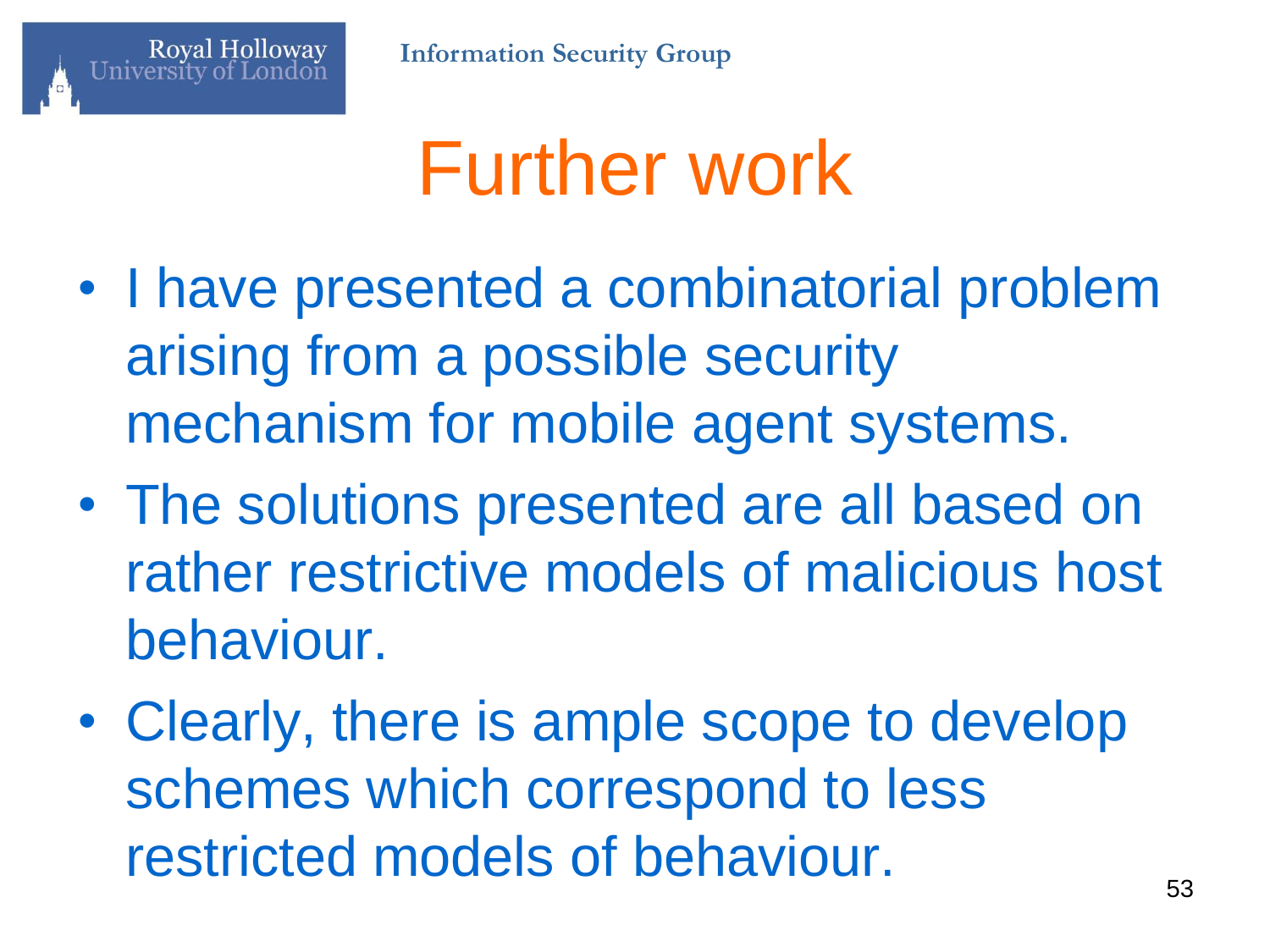# Further work

- I have presented a combinatorial problem arising from a possible security mechanism for mobile agent systems.
- The solutions presented are all based on rather restrictive models of malicious host behaviour.
- Clearly, there is ample scope to develop schemes which correspond to less restricted models of behaviour.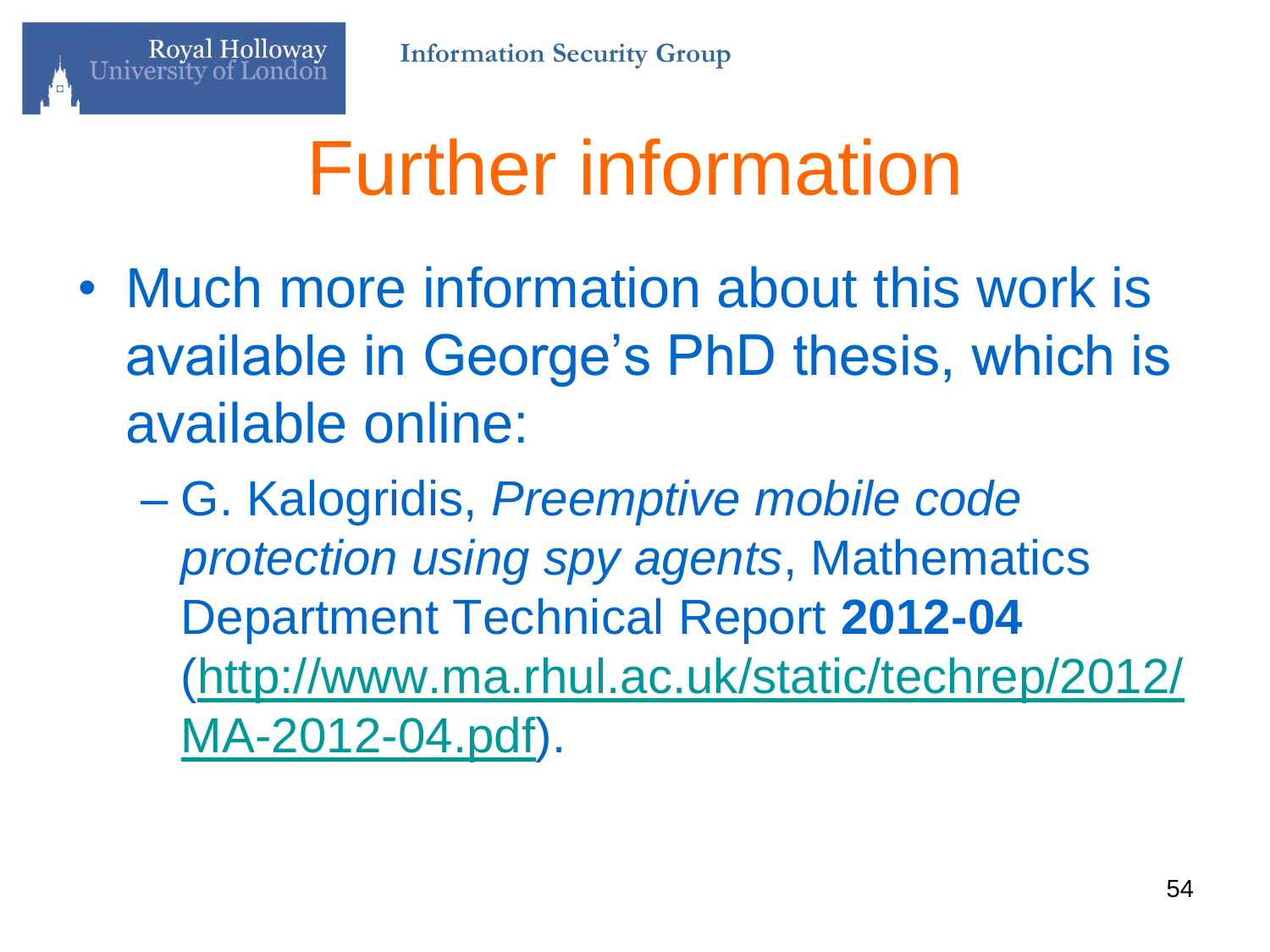# Further information

- Much more information about this work is available in George's PhD thesis, which is available online:
  - G. Kalogridis, *Preemptive mobile code protection using spy agents*, Mathematics Department Technical Report **2012-04** (http://www.ma.rhul.ac.uk/static/techrep/2012/MA-2012-04.pdf).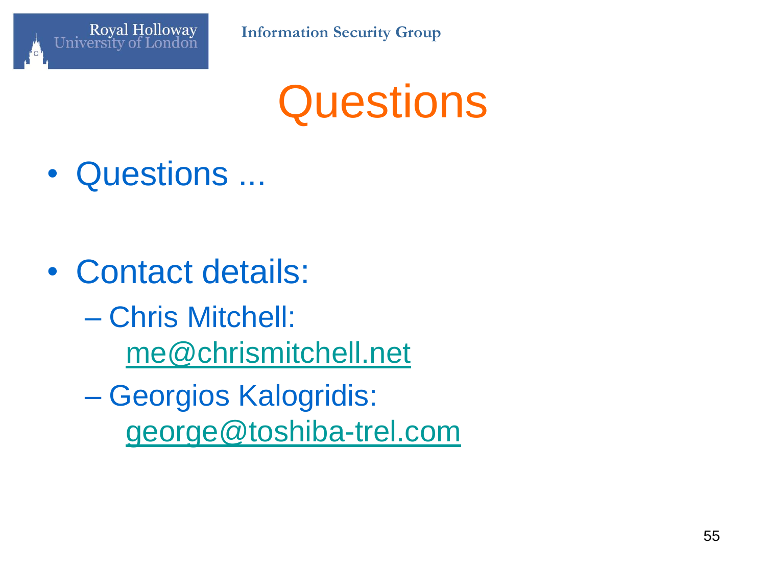# Questions

- Questions ...

- Contact details:
  - Chris Mitchell: me@chrismitchell.net
  - Georgios Kalogridis: george@toshiba-trel.com